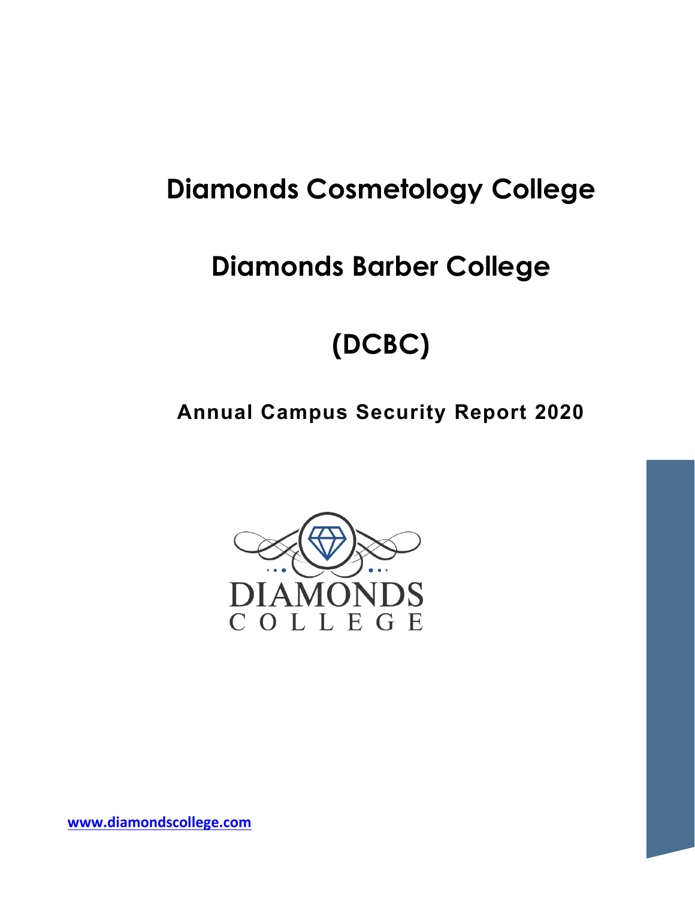# Diamonds Cosmetology College

# Diamonds Barber College

# (DCBC)

## Annual Campus Security Report 2020

DIAMONDS
COLLEGE

www.diamondscollege.com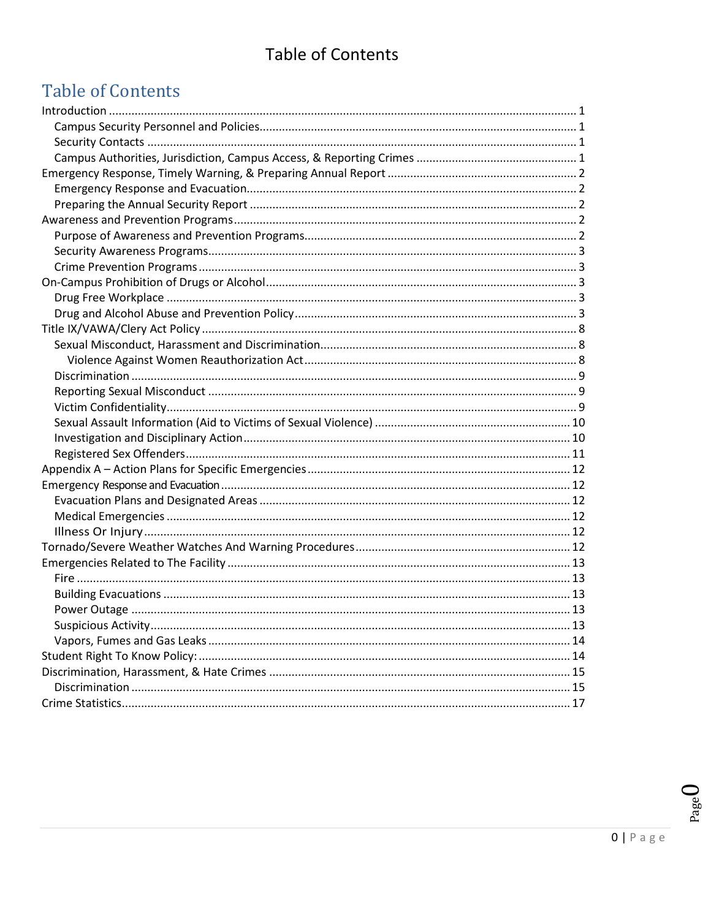# Table of Contents

## Table of Contents

- Introduction ... 1
  - Campus Security Personnel and Policies ... 1
  - Security Contacts ... 1
  - Campus Authorities, Jurisdiction, Campus Access, & Reporting Crimes ... 1
- Emergency Response, Timely Warning, & Preparing Annual Report ... 2
  - Emergency Response and Evacuation ... 2
  - Preparing the Annual Security Report ... 2
- Awareness and Prevention Programs ... 2
  - Purpose of Awareness and Prevention Programs ... 2
  - Security Awareness Programs ... 3
  - Crime Prevention Programs ... 3
- On-Campus Prohibition of Drugs or Alcohol ... 3
  - Drug Free Workplace ... 3
  - Drug and Alcohol Abuse and Prevention Policy ... 3
- Title IX/VAWA/Clery Act Policy ... 8
  - Sexual Misconduct, Harassment and Discrimination ... 8
    - Violence Against Women Reauthorization Act ... 8
  - Discrimination ... 9
  - Reporting Sexual Misconduct ... 9
  - Victim Confidentiality ... 9
  - Sexual Assault Information (Aid to Victims of Sexual Violence) ... 10
  - Investigation and Disciplinary Action ... 10
  - Registered Sex Offenders ... 11
- Appendix A – Action Plans for Specific Emergencies ... 12
- Emergency Response and Evacuation ... 12
  - Evacuation Plans and Designated Areas ... 12
  - Medical Emergencies ... 12
  - Illness Or Injury ... 12
- Tornado/Severe Weather Watches And Warning Procedures ... 12
- Emergencies Related to The Facility ... 13
  - Fire ... 13
  - Building Evacuations ... 13
  - Power Outage ... 13
  - Suspicious Activity ... 13
  - Vapors, Fumes and Gas Leaks ... 14
- Student Right To Know Policy: ... 14
- Discrimination, Harassment, & Hate Crimes ... 15
  - Discrimination ... 15
- Crime Statistics ... 17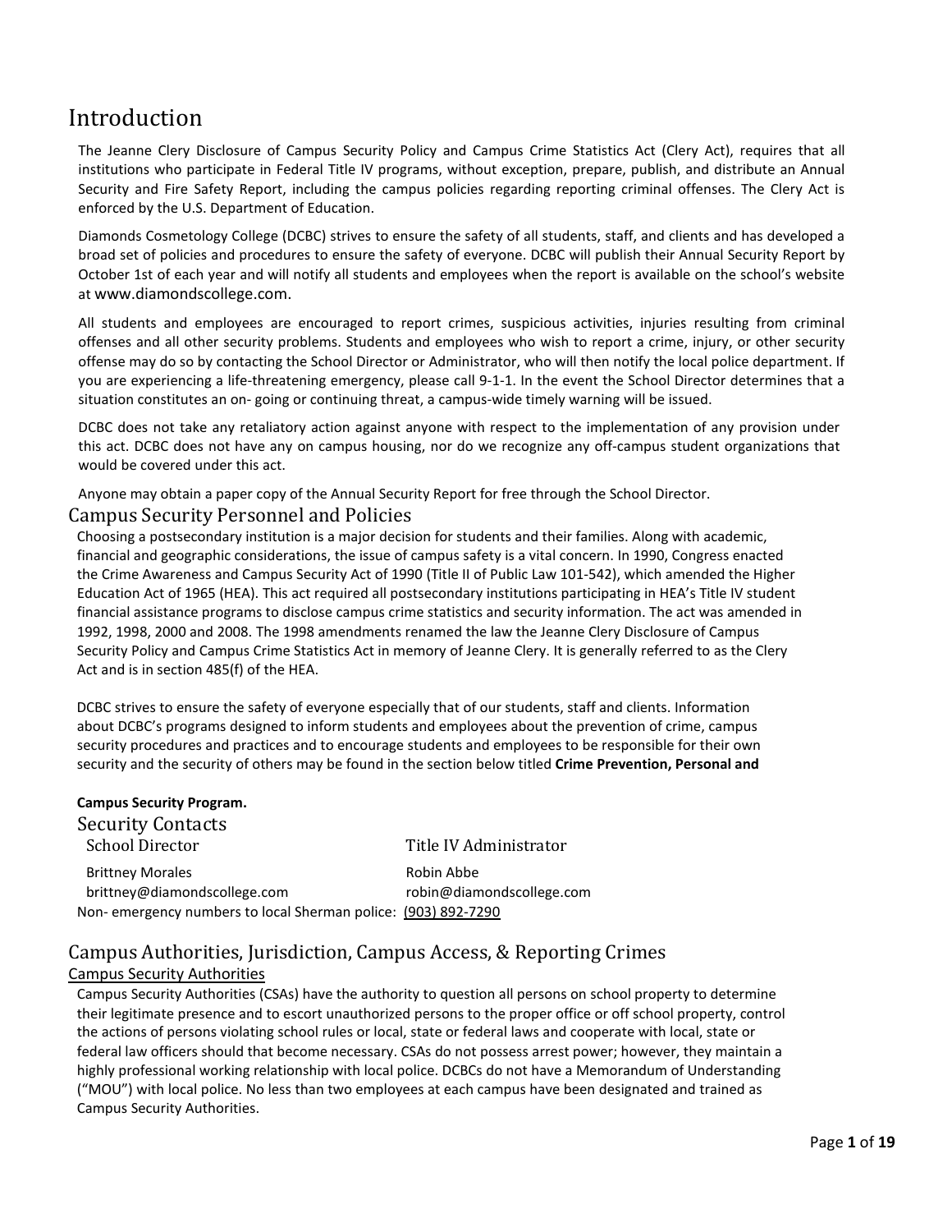# Introduction

The Jeanne Clery Disclosure of Campus Security Policy and Campus Crime Statistics Act (Clery Act), requires that all institutions who participate in Federal Title IV programs, without exception, prepare, publish, and distribute an Annual Security and Fire Safety Report, including the campus policies regarding reporting criminal offenses. The Clery Act is enforced by the U.S. Department of Education.

Diamonds Cosmetology College (DCBC) strives to ensure the safety of all students, staff, and clients and has developed a broad set of policies and procedures to ensure the safety of everyone. DCBC will publish their Annual Security Report by October 1st of each year and will notify all students and employees when the report is available on the school's website at www.diamondscollege.com.

All students and employees are encouraged to report crimes, suspicious activities, injuries resulting from criminal offenses and all other security problems. Students and employees who wish to report a crime, injury, or other security offense may do so by contacting the School Director or Administrator, who will then notify the local police department. If you are experiencing a life-threatening emergency, please call 9-1-1. In the event the School Director determines that a situation constitutes an on- going or continuing threat, a campus-wide timely warning will be issued.

DCBC does not take any retaliatory action against anyone with respect to the implementation of any provision under this act. DCBC does not have any on campus housing, nor do we recognize any off-campus student organizations that would be covered under this act.

Anyone may obtain a paper copy of the Annual Security Report for free through the School Director.

## Campus Security Personnel and Policies

Choosing a postsecondary institution is a major decision for students and their families. Along with academic, financial and geographic considerations, the issue of campus safety is a vital concern. In 1990, Congress enacted the Crime Awareness and Campus Security Act of 1990 (Title II of Public Law 101-542), which amended the Higher Education Act of 1965 (HEA). This act required all postsecondary institutions participating in HEA's Title IV student financial assistance programs to disclose campus crime statistics and security information. The act was amended in 1992, 1998, 2000 and 2008. The 1998 amendments renamed the law the Jeanne Clery Disclosure of Campus Security Policy and Campus Crime Statistics Act in memory of Jeanne Clery. It is generally referred to as the Clery Act and is in section 485(f) of the HEA.

DCBC strives to ensure the safety of everyone especially that of our students, staff and clients. Information about DCBC's programs designed to inform students and employees about the prevention of crime, campus security procedures and practices and to encourage students and employees to be responsible for their own security and the security of others may be found in the section below titled **Crime Prevention, Personal and Campus Security Program.**

## Security Contacts

| School Director | Title IV Administrator |
|---|---|
| Brittney Morales | Robin Abbe |
| brittney@diamondscollege.com | robin@diamondscollege.com |

Non- emergency numbers to local Sherman police: (903) 892-7290

## Campus Authorities, Jurisdiction, Campus Access, & Reporting Crimes

### Campus Security Authorities

Campus Security Authorities (CSAs) have the authority to question all persons on school property to determine their legitimate presence and to escort unauthorized persons to the proper office or off school property, control the actions of persons violating school rules or local, state or federal laws and cooperate with local, state or federal law officers should that become necessary. CSAs do not possess arrest power; however, they maintain a highly professional working relationship with local police. DCBCs do not have a Memorandum of Understanding ("MOU") with local police. No less than two employees at each campus have been designated and trained as Campus Security Authorities.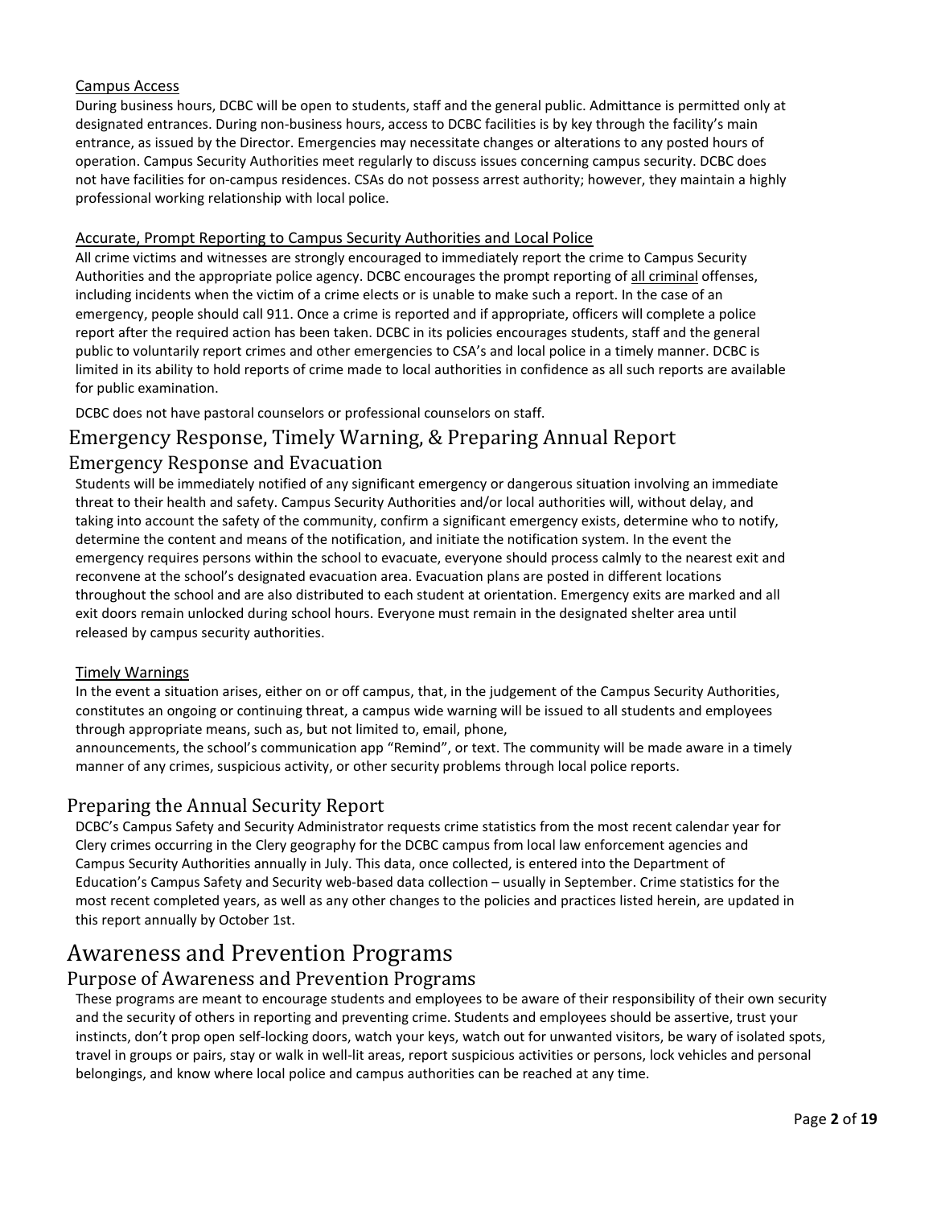### Campus Access

During business hours, DCBC will be open to students, staff and the general public. Admittance is permitted only at designated entrances. During non-business hours, access to DCBC facilities is by key through the facility's main entrance, as issued by the Director. Emergencies may necessitate changes or alterations to any posted hours of operation. Campus Security Authorities meet regularly to discuss issues concerning campus security. DCBC does not have facilities for on-campus residences. CSAs do not possess arrest authority; however, they maintain a highly professional working relationship with local police.

### Accurate, Prompt Reporting to Campus Security Authorities and Local Police

All crime victims and witnesses are strongly encouraged to immediately report the crime to Campus Security Authorities and the appropriate police agency. DCBC encourages the prompt reporting of all criminal offenses, including incidents when the victim of a crime elects or is unable to make such a report. In the case of an emergency, people should call 911. Once a crime is reported and if appropriate, officers will complete a police report after the required action has been taken. DCBC in its policies encourages students, staff and the general public to voluntarily report crimes and other emergencies to CSA's and local police in a timely manner. DCBC is limited in its ability to hold reports of crime made to local authorities in confidence as all such reports are available for public examination.

DCBC does not have pastoral counselors or professional counselors on staff.

## Emergency Response, Timely Warning, & Preparing Annual Report

### Emergency Response and Evacuation

Students will be immediately notified of any significant emergency or dangerous situation involving an immediate threat to their health and safety. Campus Security Authorities and/or local authorities will, without delay, and taking into account the safety of the community, confirm a significant emergency exists, determine who to notify, determine the content and means of the notification, and initiate the notification system. In the event the emergency requires persons within the school to evacuate, everyone should process calmly to the nearest exit and reconvene at the school's designated evacuation area. Evacuation plans are posted in different locations throughout the school and are also distributed to each student at orientation. Emergency exits are marked and all exit doors remain unlocked during school hours. Everyone must remain in the designated shelter area until released by campus security authorities.

### Timely Warnings

In the event a situation arises, either on or off campus, that, in the judgement of the Campus Security Authorities, constitutes an ongoing or continuing threat, a campus wide warning will be issued to all students and employees through appropriate means, such as, but not limited to, email, phone, announcements, the school's communication app "Remind", or text. The community will be made aware in a timely manner of any crimes, suspicious activity, or other security problems through local police reports.

### Preparing the Annual Security Report

DCBC's Campus Safety and Security Administrator requests crime statistics from the most recent calendar year for Clery crimes occurring in the Clery geography for the DCBC campus from local law enforcement agencies and Campus Security Authorities annually in July. This data, once collected, is entered into the Department of Education's Campus Safety and Security web-based data collection – usually in September. Crime statistics for the most recent completed years, as well as any other changes to the policies and practices listed herein, are updated in this report annually by October 1st.

# Awareness and Prevention Programs

## Purpose of Awareness and Prevention Programs

These programs are meant to encourage students and employees to be aware of their responsibility of their own security and the security of others in reporting and preventing crime. Students and employees should be assertive, trust your instincts, don't prop open self-locking doors, watch your keys, watch out for unwanted visitors, be wary of isolated spots, travel in groups or pairs, stay or walk in well-lit areas, report suspicious activities or persons, lock vehicles and personal belongings, and know where local police and campus authorities can be reached at any time.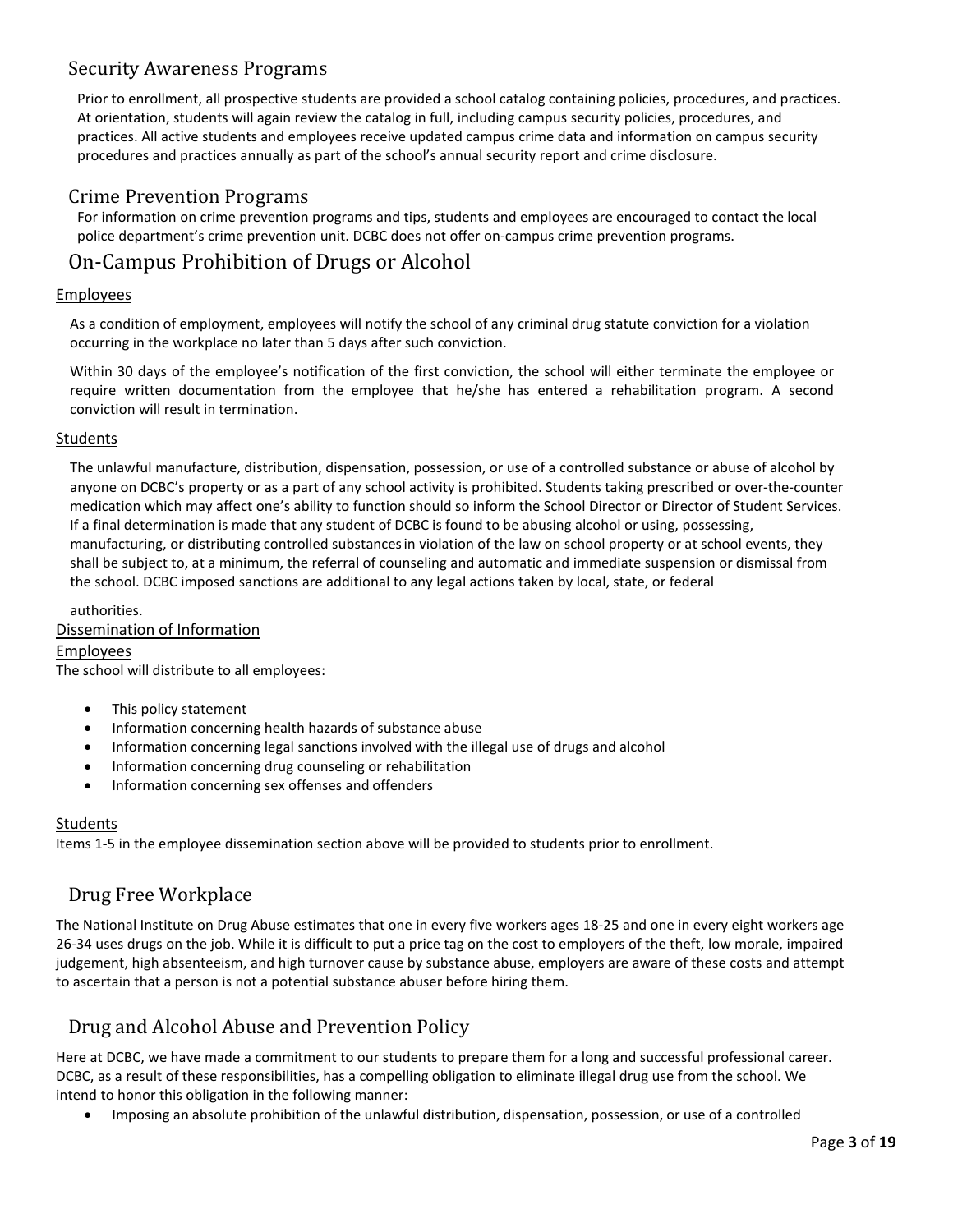## Security Awareness Programs

Prior to enrollment, all prospective students are provided a school catalog containing policies, procedures, and practices. At orientation, students will again review the catalog in full, including campus security policies, procedures, and practices. All active students and employees receive updated campus crime data and information on campus security procedures and practices annually as part of the school's annual security report and crime disclosure.

## Crime Prevention Programs

For information on crime prevention programs and tips, students and employees are encouraged to contact the local police department's crime prevention unit. DCBC does not offer on-campus crime prevention programs.

## On-Campus Prohibition of Drugs or Alcohol

### Employees

As a condition of employment, employees will notify the school of any criminal drug statute conviction for a violation occurring in the workplace no later than 5 days after such conviction.

Within 30 days of the employee's notification of the first conviction, the school will either terminate the employee or require written documentation from the employee that he/she has entered a rehabilitation program. A second conviction will result in termination.

### Students

The unlawful manufacture, distribution, dispensation, possession, or use of a controlled substance or abuse of alcohol by anyone on DCBC's property or as a part of any school activity is prohibited. Students taking prescribed or over-the-counter medication which may affect one's ability to function should so inform the School Director or Director of Student Services. If a final determination is made that any student of DCBC is found to be abusing alcohol or using, possessing, manufacturing, or distributing controlled substances in violation of the law on school property or at school events, they shall be subject to, at a minimum, the referral of counseling and automatic and immediate suspension or dismissal from the school. DCBC imposed sanctions are additional to any legal actions taken by local, state, or federal authorities.

### Dissemination of Information

#### Employees

The school will distribute to all employees:

- This policy statement
- Information concerning health hazards of substance abuse
- Information concerning legal sanctions involved with the illegal use of drugs and alcohol
- Information concerning drug counseling or rehabilitation
- Information concerning sex offenses and offenders

#### Students

Items 1-5 in the employee dissemination section above will be provided to students prior to enrollment.

## Drug Free Workplace

The National Institute on Drug Abuse estimates that one in every five workers ages 18-25 and one in every eight workers age 26-34 uses drugs on the job. While it is difficult to put a price tag on the cost to employers of the theft, low morale, impaired judgement, high absenteeism, and high turnover cause by substance abuse, employers are aware of these costs and attempt to ascertain that a person is not a potential substance abuser before hiring them.

## Drug and Alcohol Abuse and Prevention Policy

Here at DCBC, we have made a commitment to our students to prepare them for a long and successful professional career. DCBC, as a result of these responsibilities, has a compelling obligation to eliminate illegal drug use from the school. We intend to honor this obligation in the following manner:

- Imposing an absolute prohibition of the unlawful distribution, dispensation, possession, or use of a controlled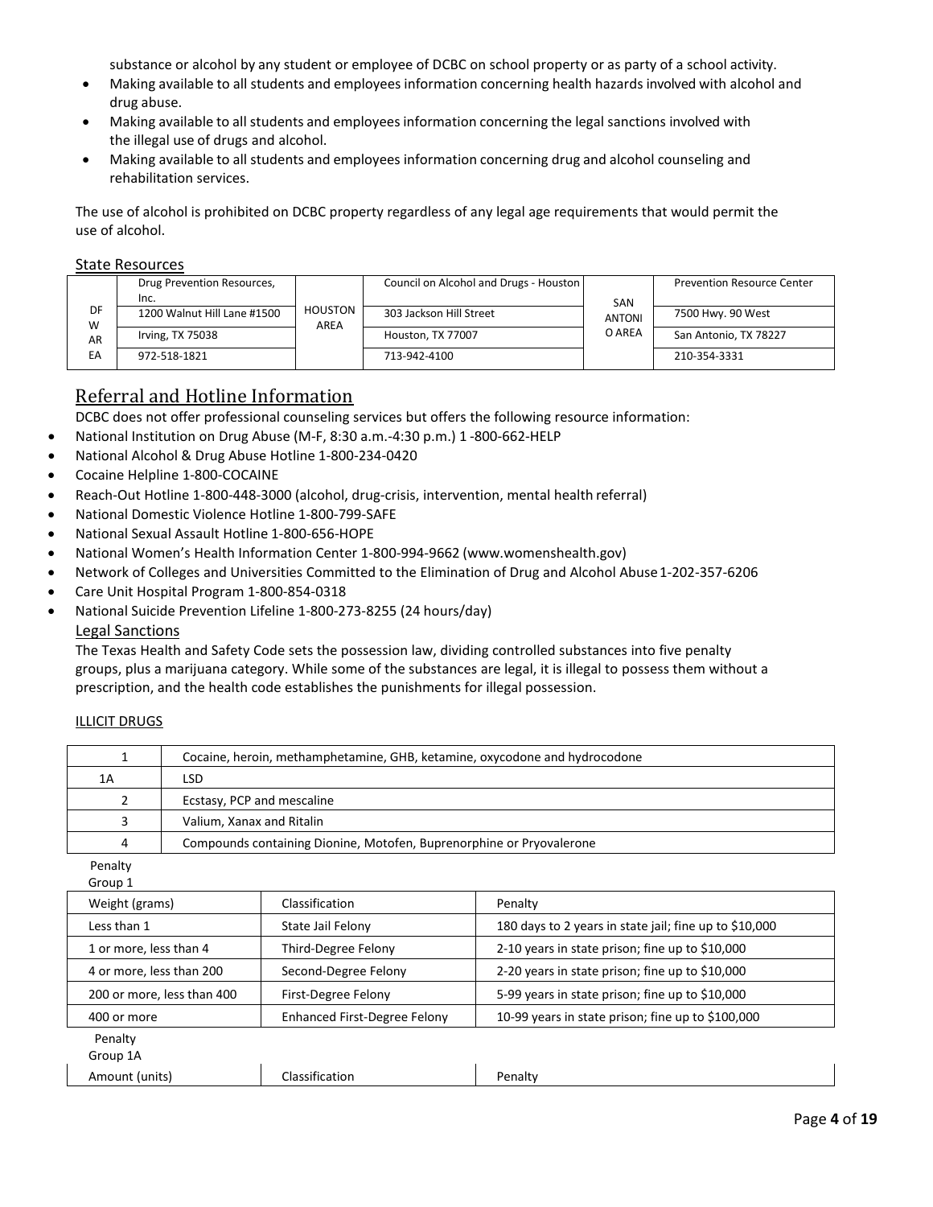substance or alcohol by any student or employee of DCBC on school property or as party of a school activity.

- Making available to all students and employees information concerning health hazards involved with alcohol and drug abuse.
- Making available to all students and employees information concerning the legal sanctions involved with the illegal use of drugs and alcohol.
- Making available to all students and employees information concerning drug and alcohol counseling and rehabilitation services.

The use of alcohol is prohibited on DCBC property regardless of any legal age requirements that would permit the use of alcohol.

State Resources

| DFW AREA | Drug Prevention Resources, Inc. | HOUSTON AREA | Council on Alcohol and Drugs - Houston | SAN ANTONIO AREA | Prevention Resource Center |
|---|---|---|---|---|---|
| | 1200 Walnut Hill Lane #1500 | | 303 Jackson Hill Street | | 7500 Hwy. 90 West |
| | Irving, TX 75038 | | Houston, TX 77007 | | San Antonio, TX 78227 |
| | 972-518-1821 | | 713-942-4100 | | 210-354-3331 |

## Referral and Hotline Information

DCBC does not offer professional counseling services but offers the following resource information:

- National Institution on Drug Abuse (M-F, 8:30 a.m.-4:30 p.m.) 1 -800-662-HELP
- National Alcohol & Drug Abuse Hotline 1-800-234-0420
- Cocaine Helpline 1-800-COCAINE
- Reach-Out Hotline 1-800-448-3000 (alcohol, drug-crisis, intervention, mental health referral)
- National Domestic Violence Hotline 1-800-799-SAFE
- National Sexual Assault Hotline 1-800-656-HOPE
- National Women's Health Information Center 1-800-994-9662 (www.womenshealth.gov)
- Network of Colleges and Universities Committed to the Elimination of Drug and Alcohol Abuse 1-202-357-6206
- Care Unit Hospital Program 1-800-854-0318
- National Suicide Prevention Lifeline 1-800-273-8255 (24 hours/day)

Legal Sanctions

The Texas Health and Safety Code sets the possession law, dividing controlled substances into five penalty groups, plus a marijuana category. While some of the substances are legal, it is illegal to possess them without a prescription, and the health code establishes the punishments for illegal possession.

ILLICIT DRUGS

| 1 | Cocaine, heroin, methamphetamine, GHB, ketamine, oxycodone and hydrocodone |
|---|---|
| 1A | LSD |
| 2 | Ecstasy, PCP and mescaline |
| 3 | Valium, Xanax and Ritalin |
| 4 | Compounds containing Dionine, Motofen, Buprenorphine or Pryovalerone |

Penalty Group 1

| Weight (grams) | Classification | Penalty |
|---|---|---|
| Less than 1 | State Jail Felony | 180 days to 2 years in state jail; fine up to $10,000 |
| 1 or more, less than 4 | Third-Degree Felony | 2-10 years in state prison; fine up to $10,000 |
| 4 or more, less than 200 | Second-Degree Felony | 2-20 years in state prison; fine up to $10,000 |
| 200 or more, less than 400 | First-Degree Felony | 5-99 years in state prison; fine up to $10,000 |
| 400 or more | Enhanced First-Degree Felony | 10-99 years in state prison; fine up to $100,000 |

Penalty Group 1A

| Amount (units) | Classification | Penalty |
|---|---|---|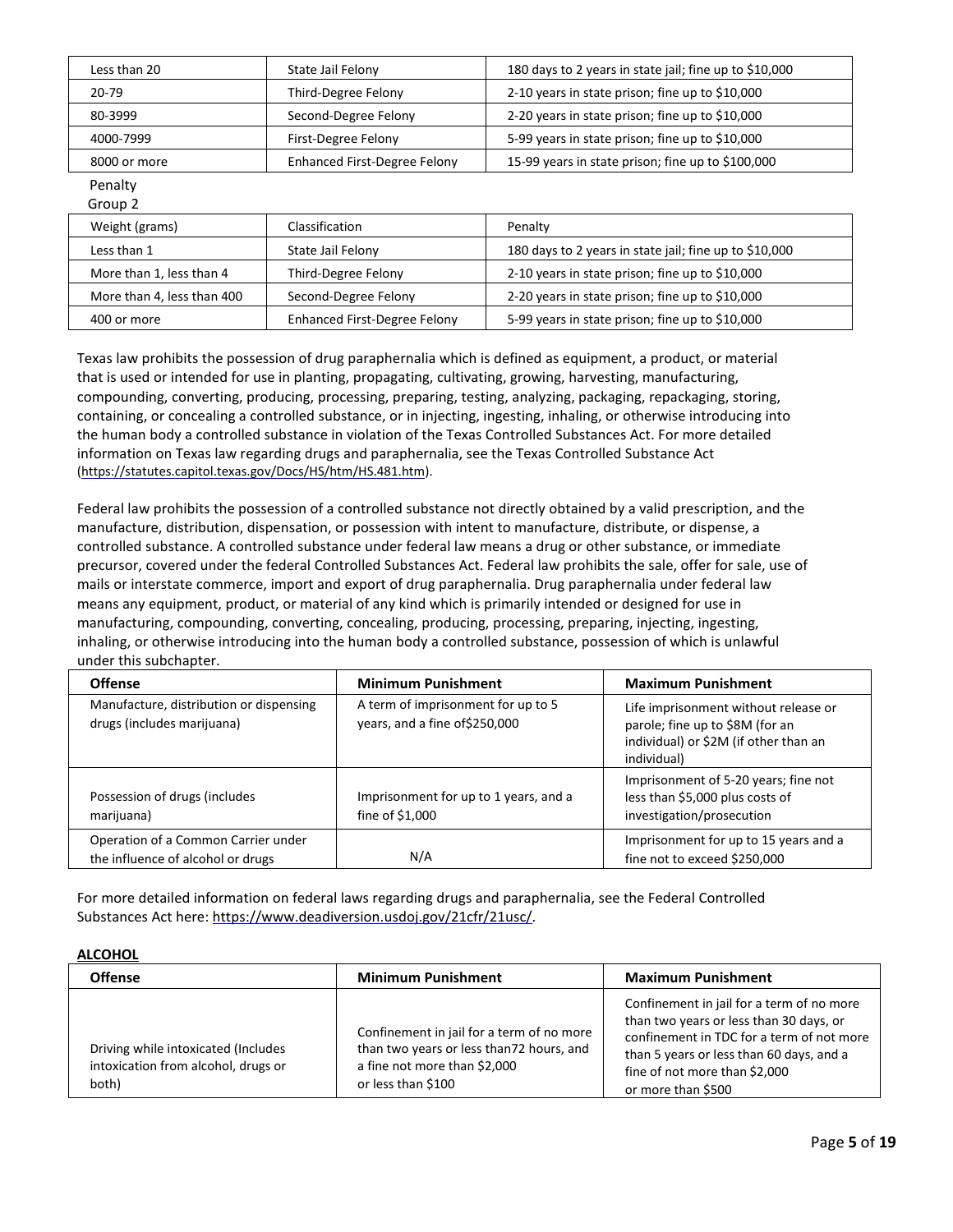| Less than 20 | State Jail Felony | 180 days to 2 years in state jail; fine up to $10,000 |
|---|---|---|
| 20-79 | Third-Degree Felony | 2-10 years in state prison; fine up to $10,000 |
| 80-3999 | Second-Degree Felony | 2-20 years in state prison; fine up to $10,000 |
| 4000-7999 | First-Degree Felony | 5-99 years in state prison; fine up to $10,000 |
| 8000 or more | Enhanced First-Degree Felony | 15-99 years in state prison; fine up to $100,000 |

Penalty
Group 2

| Weight (grams) | Classification | Penalty |
|---|---|---|
| Less than 1 | State Jail Felony | 180 days to 2 years in state jail; fine up to $10,000 |
| More than 1, less than 4 | Third-Degree Felony | 2-10 years in state prison; fine up to $10,000 |
| More than 4, less than 400 | Second-Degree Felony | 2-20 years in state prison; fine up to $10,000 |
| 400 or more | Enhanced First-Degree Felony | 5-99 years in state prison; fine up to $10,000 |

Texas law prohibits the possession of drug paraphernalia which is defined as equipment, a product, or material that is used or intended for use in planting, propagating, cultivating, growing, harvesting, manufacturing, compounding, converting, producing, processing, preparing, testing, analyzing, packaging, repackaging, storing, containing, or concealing a controlled substance, or in injecting, ingesting, inhaling, or otherwise introducing into the human body a controlled substance in violation of the Texas Controlled Substances Act. For more detailed information on Texas law regarding drugs and paraphernalia, see the Texas Controlled Substance Act (https://statutes.capitol.texas.gov/Docs/HS/htm/HS.481.htm).

Federal law prohibits the possession of a controlled substance not directly obtained by a valid prescription, and the manufacture, distribution, dispensation, or possession with intent to manufacture, distribute, or dispense, a controlled substance. A controlled substance under federal law means a drug or other substance, or immediate precursor, covered under the federal Controlled Substances Act. Federal law prohibits the sale, offer for sale, use of mails or interstate commerce, import and export of drug paraphernalia. Drug paraphernalia under federal law means any equipment, product, or material of any kind which is primarily intended or designed for use in manufacturing, compounding, converting, concealing, producing, processing, preparing, injecting, ingesting, inhaling, or otherwise introducing into the human body a controlled substance, possession of which is unlawful under this subchapter.

| Offense | Minimum Punishment | Maximum Punishment |
|---|---|---|
| Manufacture, distribution or dispensing drugs (includes marijuana) | A term of imprisonment for up to 5 years, and a fine of$250,000 | Life imprisonment without release or parole; fine up to $8M (for an individual) or $2M (if other than an individual) |
| Possession of drugs (includes marijuana) | Imprisonment for up to 1 years, and a fine of $1,000 | Imprisonment of 5-20 years; fine not less than $5,000 plus costs of investigation/prosecution |
| Operation of a Common Carrier under the influence of alcohol or drugs | N/A | Imprisonment for up to 15 years and a fine not to exceed $250,000 |

For more detailed information on federal laws regarding drugs and paraphernalia, see the Federal Controlled Substances Act here: https://www.deadiversion.usdoj.gov/21cfr/21usc/.

**ALCOHOL**

| Offense | Minimum Punishment | Maximum Punishment |
|---|---|---|
| Driving while intoxicated (Includes intoxication from alcohol, drugs or both) | Confinement in jail for a term of no more than two years or less than72 hours, and a fine not more than $2,000 or less than $100 | Confinement in jail for a term of no more than two years or less than 30 days, or confinement in TDC for a term of not more than 5 years or less than 60 days, and a fine of not more than $2,000 or more than $500 |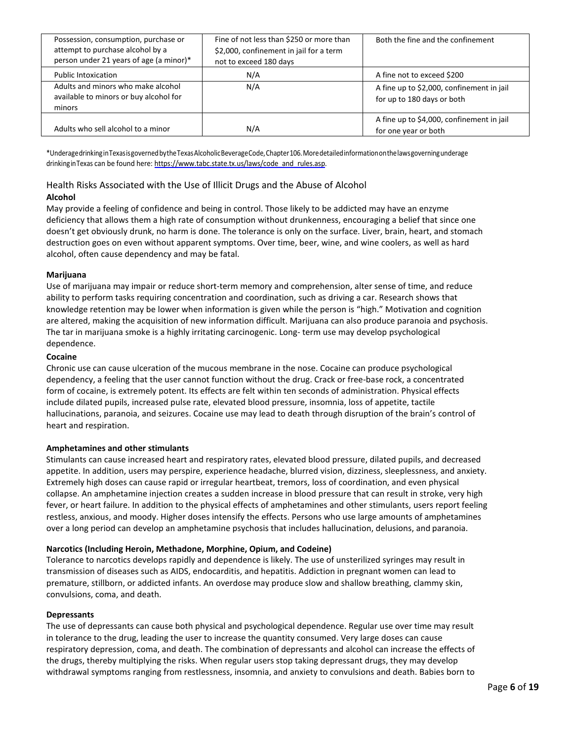| Possession, consumption, purchase or attempt to purchase alcohol by a person under 21 years of age (a minor)* | Fine of not less than $250 or more than $2,000, confinement in jail for a term not to exceed 180 days | Both the fine and the confinement |
|---|---|---|
| Public Intoxication | N/A | A fine not to exceed $200 |
| Adults and minors who make alcohol available to minors or buy alcohol for minors | N/A | A fine up to $2,000, confinement in jail for up to 180 days or both |
| Adults who sell alcohol to a minor | N/A | A fine up to $4,000, confinement in jail for one year or both |

*Underage drinking in Texas is governed by the Texas Alcoholic Beverage Code, Chapter 106. More detailed information on the laws governing underage drinking in Texas can be found here: https://www.tabc.state.tx.us/laws/code_and_rules.asp.

## Health Risks Associated with the Use of Illicit Drugs and the Abuse of Alcohol

**Alcohol**

May provide a feeling of confidence and being in control. Those likely to be addicted may have an enzyme deficiency that allows them a high rate of consumption without drunkenness, encouraging a belief that since one doesn't get obviously drunk, no harm is done. The tolerance is only on the surface. Liver, brain, heart, and stomach destruction goes on even without apparent symptoms. Over time, beer, wine, and wine coolers, as well as hard alcohol, often cause dependency and may be fatal.

**Marijuana**

Use of marijuana may impair or reduce short-term memory and comprehension, alter sense of time, and reduce ability to perform tasks requiring concentration and coordination, such as driving a car. Research shows that knowledge retention may be lower when information is given while the person is "high." Motivation and cognition are altered, making the acquisition of new information difficult. Marijuana can also produce paranoia and psychosis. The tar in marijuana smoke is a highly irritating carcinogenic. Long- term use may develop psychological dependence.

**Cocaine**

Chronic use can cause ulceration of the mucous membrane in the nose. Cocaine can produce psychological dependency, a feeling that the user cannot function without the drug. Crack or free-base rock, a concentrated form of cocaine, is extremely potent. Its effects are felt within ten seconds of administration. Physical effects include dilated pupils, increased pulse rate, elevated blood pressure, insomnia, loss of appetite, tactile hallucinations, paranoia, and seizures. Cocaine use may lead to death through disruption of the brain's control of heart and respiration.

**Amphetamines and other stimulants**

Stimulants can cause increased heart and respiratory rates, elevated blood pressure, dilated pupils, and decreased appetite. In addition, users may perspire, experience headache, blurred vision, dizziness, sleeplessness, and anxiety. Extremely high doses can cause rapid or irregular heartbeat, tremors, loss of coordination, and even physical collapse. An amphetamine injection creates a sudden increase in blood pressure that can result in stroke, very high fever, or heart failure. In addition to the physical effects of amphetamines and other stimulants, users report feeling restless, anxious, and moody. Higher doses intensify the effects. Persons who use large amounts of amphetamines over a long period can develop an amphetamine psychosis that includes hallucination, delusions, and paranoia.

**Narcotics (Including Heroin, Methadone, Morphine, Opium, and Codeine)**

Tolerance to narcotics develops rapidly and dependence is likely. The use of unsterilized syringes may result in transmission of diseases such as AIDS, endocarditis, and hepatitis. Addiction in pregnant women can lead to premature, stillborn, or addicted infants. An overdose may produce slow and shallow breathing, clammy skin, convulsions, coma, and death.

**Depressants**

The use of depressants can cause both physical and psychological dependence. Regular use over time may result in tolerance to the drug, leading the user to increase the quantity consumed. Very large doses can cause respiratory depression, coma, and death. The combination of depressants and alcohol can increase the effects of the drugs, thereby multiplying the risks. When regular users stop taking depressant drugs, they may develop withdrawal symptoms ranging from restlessness, insomnia, and anxiety to convulsions and death. Babies born to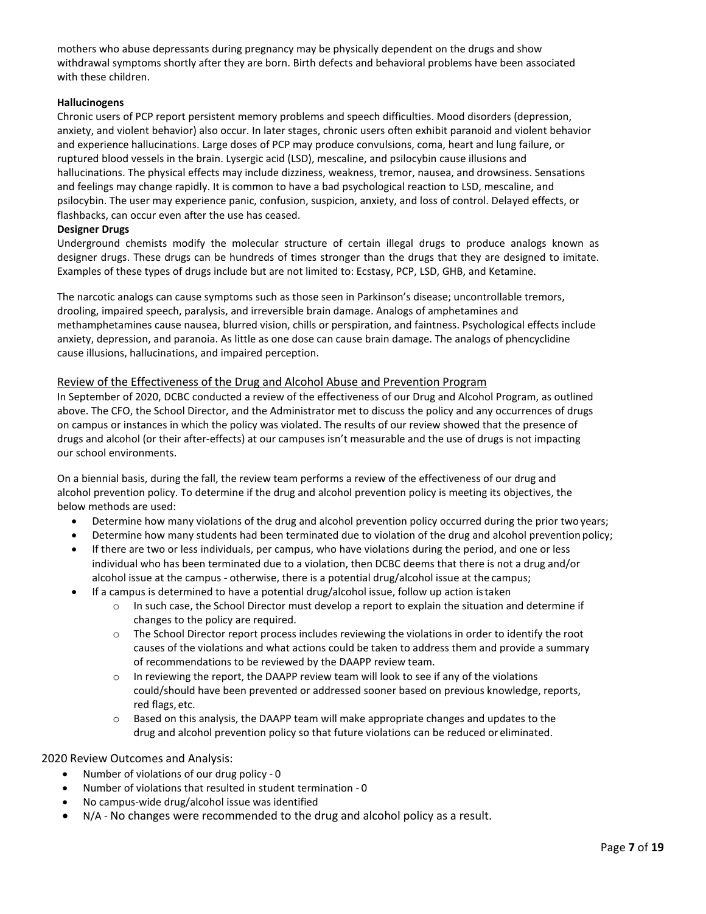mothers who abuse depressants during pregnancy may be physically dependent on the drugs and show withdrawal symptoms shortly after they are born. Birth defects and behavioral problems have been associated with these children.

**Hallucinogens**

Chronic users of PCP report persistent memory problems and speech difficulties. Mood disorders (depression, anxiety, and violent behavior) also occur. In later stages, chronic users often exhibit paranoid and violent behavior and experience hallucinations. Large doses of PCP may produce convulsions, coma, heart and lung failure, or ruptured blood vessels in the brain. Lysergic acid (LSD), mescaline, and psilocybin cause illusions and hallucinations. The physical effects may include dizziness, weakness, tremor, nausea, and drowsiness. Sensations and feelings may change rapidly. It is common to have a bad psychological reaction to LSD, mescaline, and psilocybin. The user may experience panic, confusion, suspicion, anxiety, and loss of control. Delayed effects, or flashbacks, can occur even after the use has ceased.

**Designer Drugs**

Underground chemists modify the molecular structure of certain illegal drugs to produce analogs known as designer drugs. These drugs can be hundreds of times stronger than the drugs that they are designed to imitate. Examples of these types of drugs include but are not limited to: Ecstasy, PCP, LSD, GHB, and Ketamine.

The narcotic analogs can cause symptoms such as those seen in Parkinson's disease; uncontrollable tremors, drooling, impaired speech, paralysis, and irreversible brain damage. Analogs of amphetamines and methamphetamines cause nausea, blurred vision, chills or perspiration, and faintness. Psychological effects include anxiety, depression, and paranoia. As little as one dose can cause brain damage. The analogs of phencyclidine cause illusions, hallucinations, and impaired perception.

## Review of the Effectiveness of the Drug and Alcohol Abuse and Prevention Program

In September of 2020, DCBC conducted a review of the effectiveness of our Drug and Alcohol Program, as outlined above. The CFO, the School Director, and the Administrator met to discuss the policy and any occurrences of drugs on campus or instances in which the policy was violated. The results of our review showed that the presence of drugs and alcohol (or their after-effects) at our campuses isn't measurable and the use of drugs is not impacting our school environments.

On a biennial basis, during the fall, the review team performs a review of the effectiveness of our drug and alcohol prevention policy. To determine if the drug and alcohol prevention policy is meeting its objectives, the below methods are used:

- Determine how many violations of the drug and alcohol prevention policy occurred during the prior two years;
- Determine how many students had been terminated due to violation of the drug and alcohol prevention policy;
- If there are two or less individuals, per campus, who have violations during the period, and one or less individual who has been terminated due to a violation, then DCBC deems that there is not a drug and/or alcohol issue at the campus - otherwise, there is a potential drug/alcohol issue at the campus;
- If a campus is determined to have a potential drug/alcohol issue, follow up action is taken
  - In such case, the School Director must develop a report to explain the situation and determine if changes to the policy are required.
  - The School Director report process includes reviewing the violations in order to identify the root causes of the violations and what actions could be taken to address them and provide a summary of recommendations to be reviewed by the DAAPP review team.
  - In reviewing the report, the DAAPP review team will look to see if any of the violations could/should have been prevented or addressed sooner based on previous knowledge, reports, red flags, etc.
  - Based on this analysis, the DAAPP team will make appropriate changes and updates to the drug and alcohol prevention policy so that future violations can be reduced or eliminated.

2020 Review Outcomes and Analysis:

- Number of violations of our drug policy - 0
- Number of violations that resulted in student termination - 0
- No campus-wide drug/alcohol issue was identified
- N/A - No changes were recommended to the drug and alcohol policy as a result.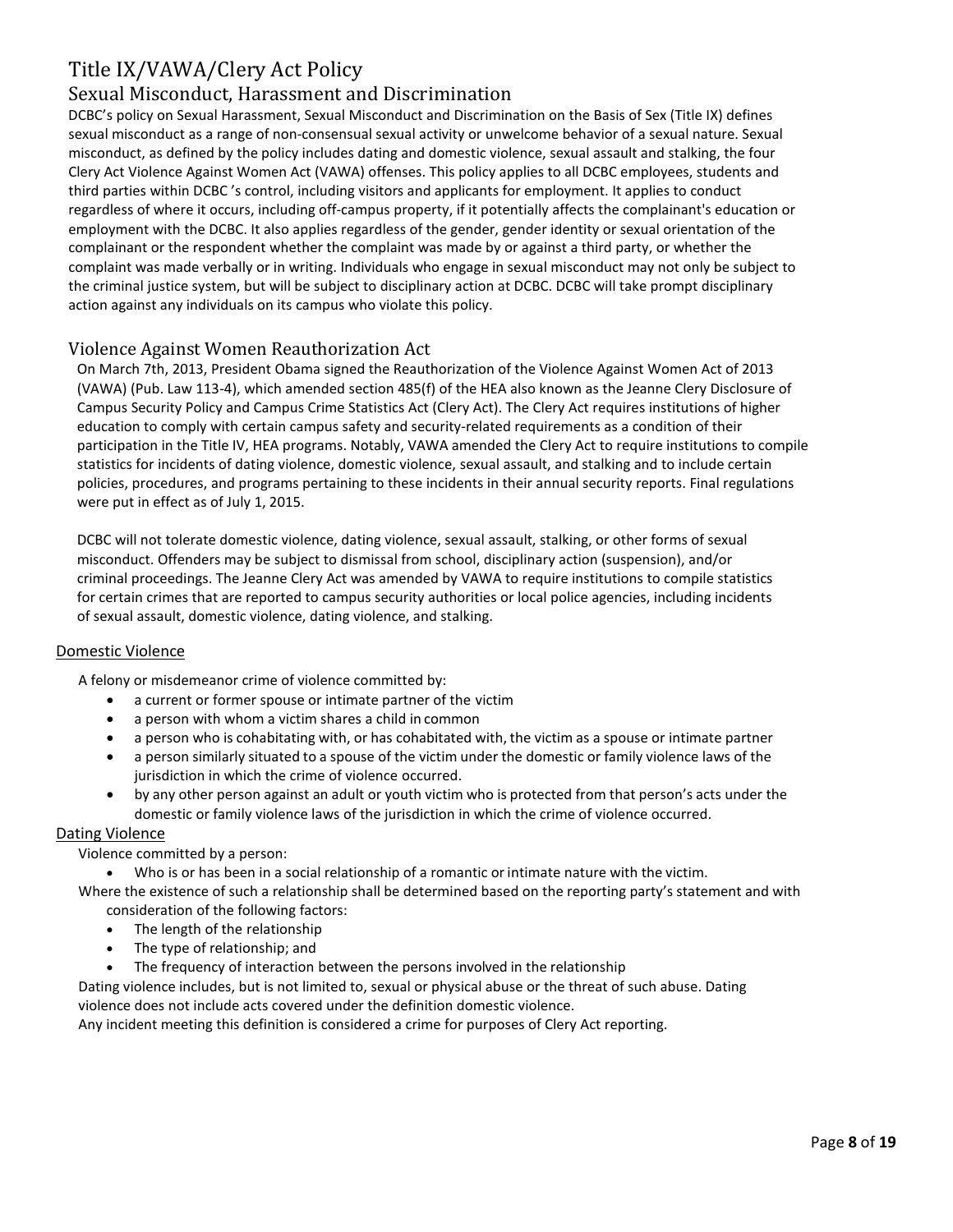# Title IX/VAWA/Clery Act Policy

## Sexual Misconduct, Harassment and Discrimination

DCBC's policy on Sexual Harassment, Sexual Misconduct and Discrimination on the Basis of Sex (Title IX) defines sexual misconduct as a range of non-consensual sexual activity or unwelcome behavior of a sexual nature. Sexual misconduct, as defined by the policy includes dating and domestic violence, sexual assault and stalking, the four Clery Act Violence Against Women Act (VAWA) offenses. This policy applies to all DCBC employees, students and third parties within DCBC 's control, including visitors and applicants for employment. It applies to conduct regardless of where it occurs, including off-campus property, if it potentially affects the complainant's education or employment with the DCBC. It also applies regardless of the gender, gender identity or sexual orientation of the complainant or the respondent whether the complaint was made by or against a third party, or whether the complaint was made verbally or in writing. Individuals who engage in sexual misconduct may not only be subject to the criminal justice system, but will be subject to disciplinary action at DCBC. DCBC will take prompt disciplinary action against any individuals on its campus who violate this policy.

## Violence Against Women Reauthorization Act

On March 7th, 2013, President Obama signed the Reauthorization of the Violence Against Women Act of 2013 (VAWA) (Pub. Law 113-4), which amended section 485(f) of the HEA also known as the Jeanne Clery Disclosure of Campus Security Policy and Campus Crime Statistics Act (Clery Act). The Clery Act requires institutions of higher education to comply with certain campus safety and security-related requirements as a condition of their participation in the Title IV, HEA programs. Notably, VAWA amended the Clery Act to require institutions to compile statistics for incidents of dating violence, domestic violence, sexual assault, and stalking and to include certain policies, procedures, and programs pertaining to these incidents in their annual security reports. Final regulations were put in effect as of July 1, 2015.

DCBC will not tolerate domestic violence, dating violence, sexual assault, stalking, or other forms of sexual misconduct. Offenders may be subject to dismissal from school, disciplinary action (suspension), and/or criminal proceedings. The Jeanne Clery Act was amended by VAWA to require institutions to compile statistics for certain crimes that are reported to campus security authorities or local police agencies, including incidents of sexual assault, domestic violence, dating violence, and stalking.

### Domestic Violence

A felony or misdemeanor crime of violence committed by:

- a current or former spouse or intimate partner of the victim
- a person with whom a victim shares a child in common
- a person who is cohabitating with, or has cohabitated with, the victim as a spouse or intimate partner
- a person similarly situated to a spouse of the victim under the domestic or family violence laws of the jurisdiction in which the crime of violence occurred.
- by any other person against an adult or youth victim who is protected from that person's acts under the domestic or family violence laws of the jurisdiction in which the crime of violence occurred.

### Dating Violence

Violence committed by a person:

- Who is or has been in a social relationship of a romantic or intimate nature with the victim.

Where the existence of such a relationship shall be determined based on the reporting party's statement and with consideration of the following factors:

- The length of the relationship
- The type of relationship; and
- The frequency of interaction between the persons involved in the relationship

Dating violence includes, but is not limited to, sexual or physical abuse or the threat of such abuse. Dating violence does not include acts covered under the definition domestic violence.

Any incident meeting this definition is considered a crime for purposes of Clery Act reporting.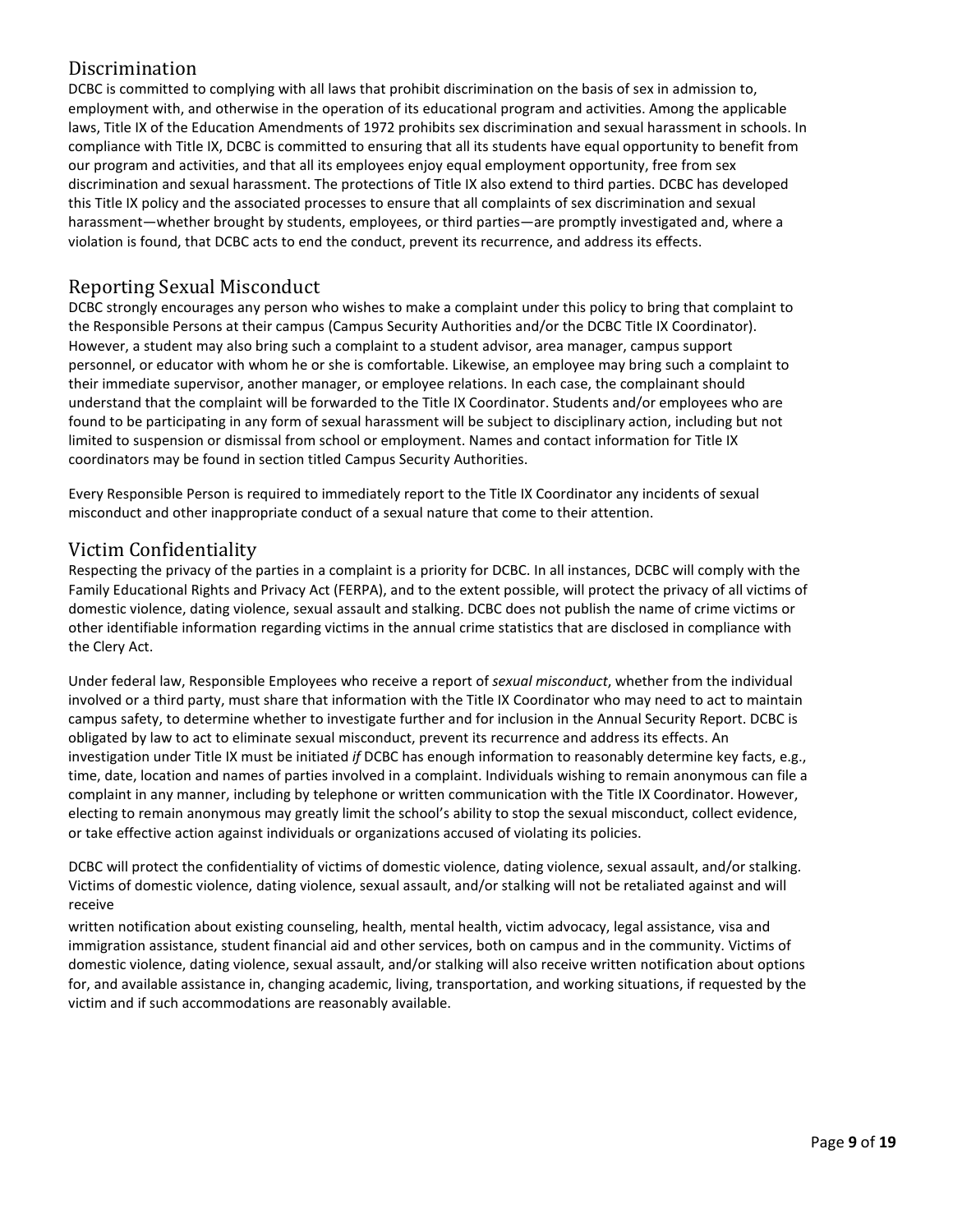## Discrimination

DCBC is committed to complying with all laws that prohibit discrimination on the basis of sex in admission to, employment with, and otherwise in the operation of its educational program and activities. Among the applicable laws, Title IX of the Education Amendments of 1972 prohibits sex discrimination and sexual harassment in schools. In compliance with Title IX, DCBC is committed to ensuring that all its students have equal opportunity to benefit from our program and activities, and that all its employees enjoy equal employment opportunity, free from sex discrimination and sexual harassment. The protections of Title IX also extend to third parties. DCBC has developed this Title IX policy and the associated processes to ensure that all complaints of sex discrimination and sexual harassment—whether brought by students, employees, or third parties—are promptly investigated and, where a violation is found, that DCBC acts to end the conduct, prevent its recurrence, and address its effects.

## Reporting Sexual Misconduct

DCBC strongly encourages any person who wishes to make a complaint under this policy to bring that complaint to the Responsible Persons at their campus (Campus Security Authorities and/or the DCBC Title IX Coordinator). However, a student may also bring such a complaint to a student advisor, area manager, campus support personnel, or educator with whom he or she is comfortable. Likewise, an employee may bring such a complaint to their immediate supervisor, another manager, or employee relations. In each case, the complainant should understand that the complaint will be forwarded to the Title IX Coordinator. Students and/or employees who are found to be participating in any form of sexual harassment will be subject to disciplinary action, including but not limited to suspension or dismissal from school or employment. Names and contact information for Title IX coordinators may be found in section titled Campus Security Authorities.

Every Responsible Person is required to immediately report to the Title IX Coordinator any incidents of sexual misconduct and other inappropriate conduct of a sexual nature that come to their attention.

## Victim Confidentiality

Respecting the privacy of the parties in a complaint is a priority for DCBC. In all instances, DCBC will comply with the Family Educational Rights and Privacy Act (FERPA), and to the extent possible, will protect the privacy of all victims of domestic violence, dating violence, sexual assault and stalking. DCBC does not publish the name of crime victims or other identifiable information regarding victims in the annual crime statistics that are disclosed in compliance with the Clery Act.

Under federal law, Responsible Employees who receive a report of *sexual misconduct*, whether from the individual involved or a third party, must share that information with the Title IX Coordinator who may need to act to maintain campus safety, to determine whether to investigate further and for inclusion in the Annual Security Report. DCBC is obligated by law to act to eliminate sexual misconduct, prevent its recurrence and address its effects. An investigation under Title IX must be initiated *if* DCBC has enough information to reasonably determine key facts, e.g., time, date, location and names of parties involved in a complaint. Individuals wishing to remain anonymous can file a complaint in any manner, including by telephone or written communication with the Title IX Coordinator. However, electing to remain anonymous may greatly limit the school's ability to stop the sexual misconduct, collect evidence, or take effective action against individuals or organizations accused of violating its policies.

DCBC will protect the confidentiality of victims of domestic violence, dating violence, sexual assault, and/or stalking. Victims of domestic violence, dating violence, sexual assault, and/or stalking will not be retaliated against and will receive written notification about existing counseling, health, mental health, victim advocacy, legal assistance, visa and immigration assistance, student financial aid and other services, both on campus and in the community. Victims of domestic violence, dating violence, sexual assault, and/or stalking will also receive written notification about options for, and available assistance in, changing academic, living, transportation, and working situations, if requested by the victim and if such accommodations are reasonably available.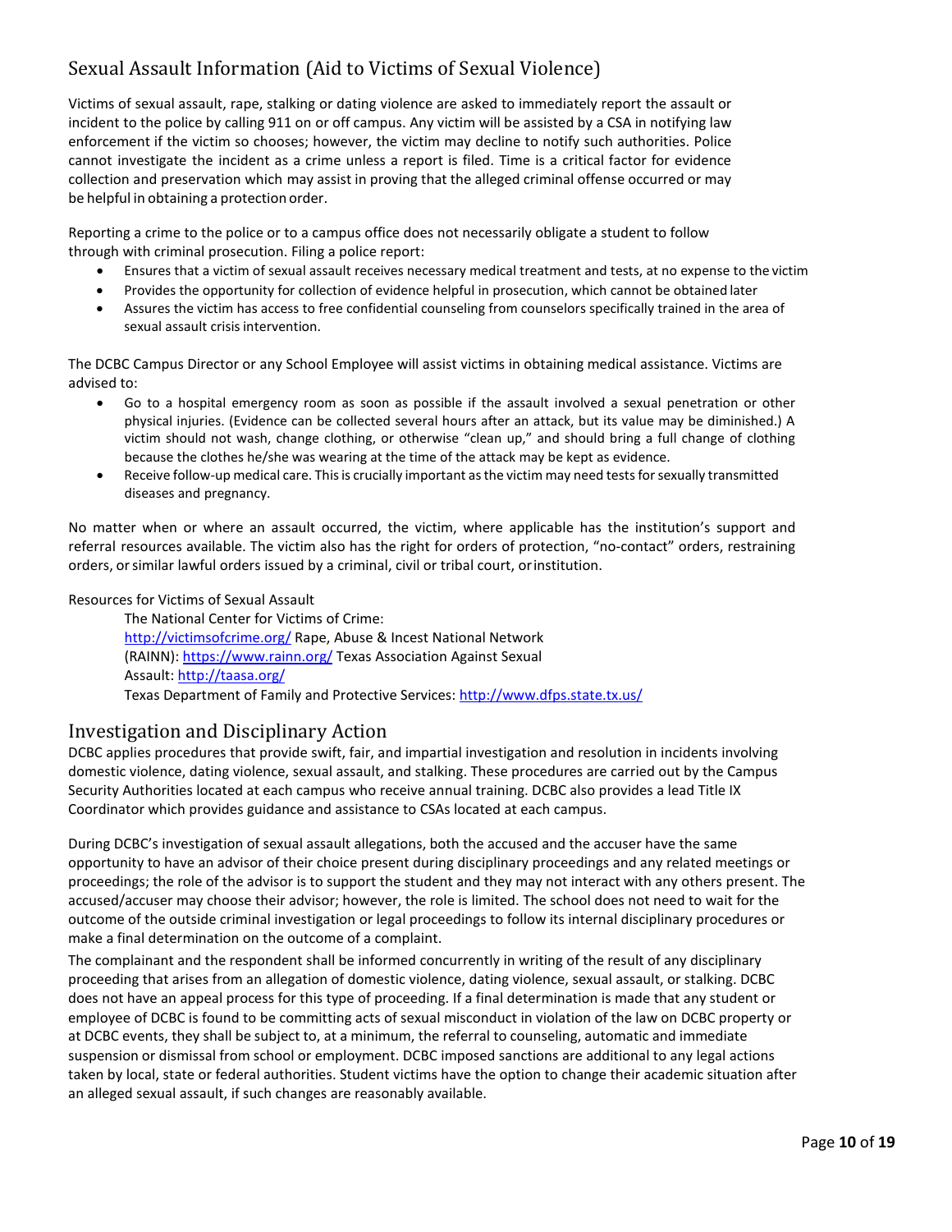## Sexual Assault Information (Aid to Victims of Sexual Violence)

Victims of sexual assault, rape, stalking or dating violence are asked to immediately report the assault or incident to the police by calling 911 on or off campus. Any victim will be assisted by a CSA in notifying law enforcement if the victim so chooses; however, the victim may decline to notify such authorities. Police cannot investigate the incident as a crime unless a report is filed. Time is a critical factor for evidence collection and preservation which may assist in proving that the alleged criminal offense occurred or may be helpful in obtaining a protection order.

Reporting a crime to the police or to a campus office does not necessarily obligate a student to follow through with criminal prosecution. Filing a police report:

- Ensures that a victim of sexual assault receives necessary medical treatment and tests, at no expense to the victim
- Provides the opportunity for collection of evidence helpful in prosecution, which cannot be obtained later
- Assures the victim has access to free confidential counseling from counselors specifically trained in the area of sexual assault crisis intervention.

The DCBC Campus Director or any School Employee will assist victims in obtaining medical assistance. Victims are advised to:

- Go to a hospital emergency room as soon as possible if the assault involved a sexual penetration or other physical injuries. (Evidence can be collected several hours after an attack, but its value may be diminished.) A victim should not wash, change clothing, or otherwise "clean up," and should bring a full change of clothing because the clothes he/she was wearing at the time of the attack may be kept as evidence.
- Receive follow-up medical care. This is crucially important as the victim may need tests for sexually transmitted diseases and pregnancy.

No matter when or where an assault occurred, the victim, where applicable has the institution's support and referral resources available. The victim also has the right for orders of protection, "no-contact" orders, restraining orders, or similar lawful orders issued by a criminal, civil or tribal court, or institution.

Resources for Victims of Sexual Assault

The National Center for Victims of Crime: http://victimsofcrime.org/ Rape, Abuse & Incest National Network (RAINN): https://www.rainn.org/ Texas Association Against Sexual Assault: http://taasa.org/
Texas Department of Family and Protective Services: http://www.dfps.state.tx.us/

## Investigation and Disciplinary Action

DCBC applies procedures that provide swift, fair, and impartial investigation and resolution in incidents involving domestic violence, dating violence, sexual assault, and stalking. These procedures are carried out by the Campus Security Authorities located at each campus who receive annual training. DCBC also provides a lead Title IX Coordinator which provides guidance and assistance to CSAs located at each campus.

During DCBC's investigation of sexual assault allegations, both the accused and the accuser have the same opportunity to have an advisor of their choice present during disciplinary proceedings and any related meetings or proceedings; the role of the advisor is to support the student and they may not interact with any others present. The accused/accuser may choose their advisor; however, the role is limited. The school does not need to wait for the outcome of the outside criminal investigation or legal proceedings to follow its internal disciplinary procedures or make a final determination on the outcome of a complaint.

The complainant and the respondent shall be informed concurrently in writing of the result of any disciplinary proceeding that arises from an allegation of domestic violence, dating violence, sexual assault, or stalking. DCBC does not have an appeal process for this type of proceeding. If a final determination is made that any student or employee of DCBC is found to be committing acts of sexual misconduct in violation of the law on DCBC property or at DCBC events, they shall be subject to, at a minimum, the referral to counseling, automatic and immediate suspension or dismissal from school or employment. DCBC imposed sanctions are additional to any legal actions taken by local, state or federal authorities. Student victims have the option to change their academic situation after an alleged sexual assault, if such changes are reasonably available.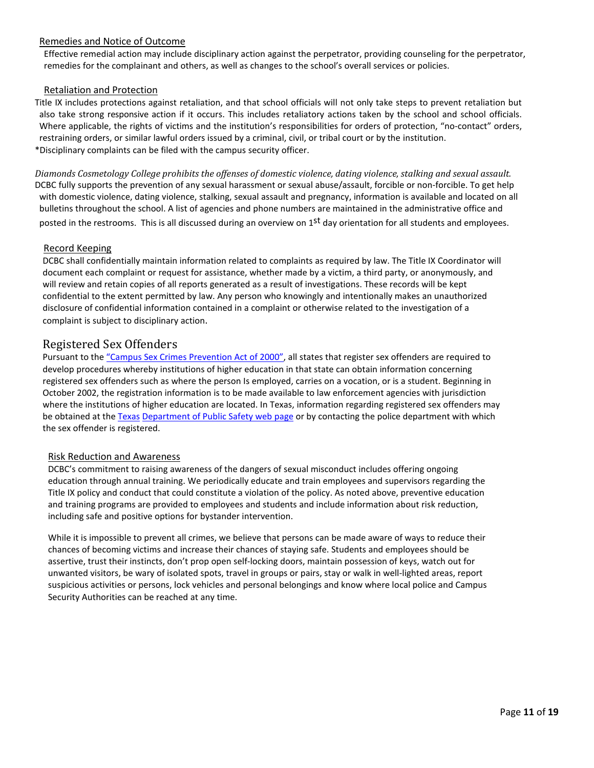### Remedies and Notice of Outcome

Effective remedial action may include disciplinary action against the perpetrator, providing counseling for the perpetrator, remedies for the complainant and others, as well as changes to the school's overall services or policies.

### Retaliation and Protection

Title IX includes protections against retaliation, and that school officials will not only take steps to prevent retaliation but also take strong responsive action if it occurs. This includes retaliatory actions taken by the school and school officials. Where applicable, the rights of victims and the institution's responsibilities for orders of protection, "no-contact" orders, restraining orders, or similar lawful orders issued by a criminal, civil, or tribal court or by the institution.

*Disciplinary complaints can be filed with the campus security officer.

*Diamonds Cosmetology College prohibits the offenses of domestic violence, dating violence, stalking and sexual assault.*

DCBC fully supports the prevention of any sexual harassment or sexual abuse/assault, forcible or non-forcible. To get help with domestic violence, dating violence, stalking, sexual assault and pregnancy, information is available and located on all bulletins throughout the school. A list of agencies and phone numbers are maintained in the administrative office and posted in the restrooms. This is all discussed during an overview on 1st day orientation for all students and employees.

### Record Keeping

DCBC shall confidentially maintain information related to complaints as required by law. The Title IX Coordinator will document each complaint or request for assistance, whether made by a victim, a third party, or anonymously, and will review and retain copies of all reports generated as a result of investigations. These records will be kept confidential to the extent permitted by law. Any person who knowingly and intentionally makes an unauthorized disclosure of confidential information contained in a complaint or otherwise related to the investigation of a complaint is subject to disciplinary action.

## Registered Sex Offenders

Pursuant to the "Campus Sex Crimes Prevention Act of 2000", all states that register sex offenders are required to develop procedures whereby institutions of higher education in that state can obtain information concerning registered sex offenders such as where the person Is employed, carries on a vocation, or is a student. Beginning in October 2002, the registration information is to be made available to law enforcement agencies with jurisdiction where the institutions of higher education are located. In Texas, information regarding registered sex offenders may be obtained at the Texas Department of Public Safety web page or by contacting the police department with which the sex offender is registered.

### Risk Reduction and Awareness

DCBC's commitment to raising awareness of the dangers of sexual misconduct includes offering ongoing education through annual training. We periodically educate and train employees and supervisors regarding the Title IX policy and conduct that could constitute a violation of the policy. As noted above, preventive education and training programs are provided to employees and students and include information about risk reduction, including safe and positive options for bystander intervention.

While it is impossible to prevent all crimes, we believe that persons can be made aware of ways to reduce their chances of becoming victims and increase their chances of staying safe. Students and employees should be assertive, trust their instincts, don't prop open self-locking doors, maintain possession of keys, watch out for unwanted visitors, be wary of isolated spots, travel in groups or pairs, stay or walk in well-lighted areas, report suspicious activities or persons, lock vehicles and personal belongings and know where local police and Campus Security Authorities can be reached at any time.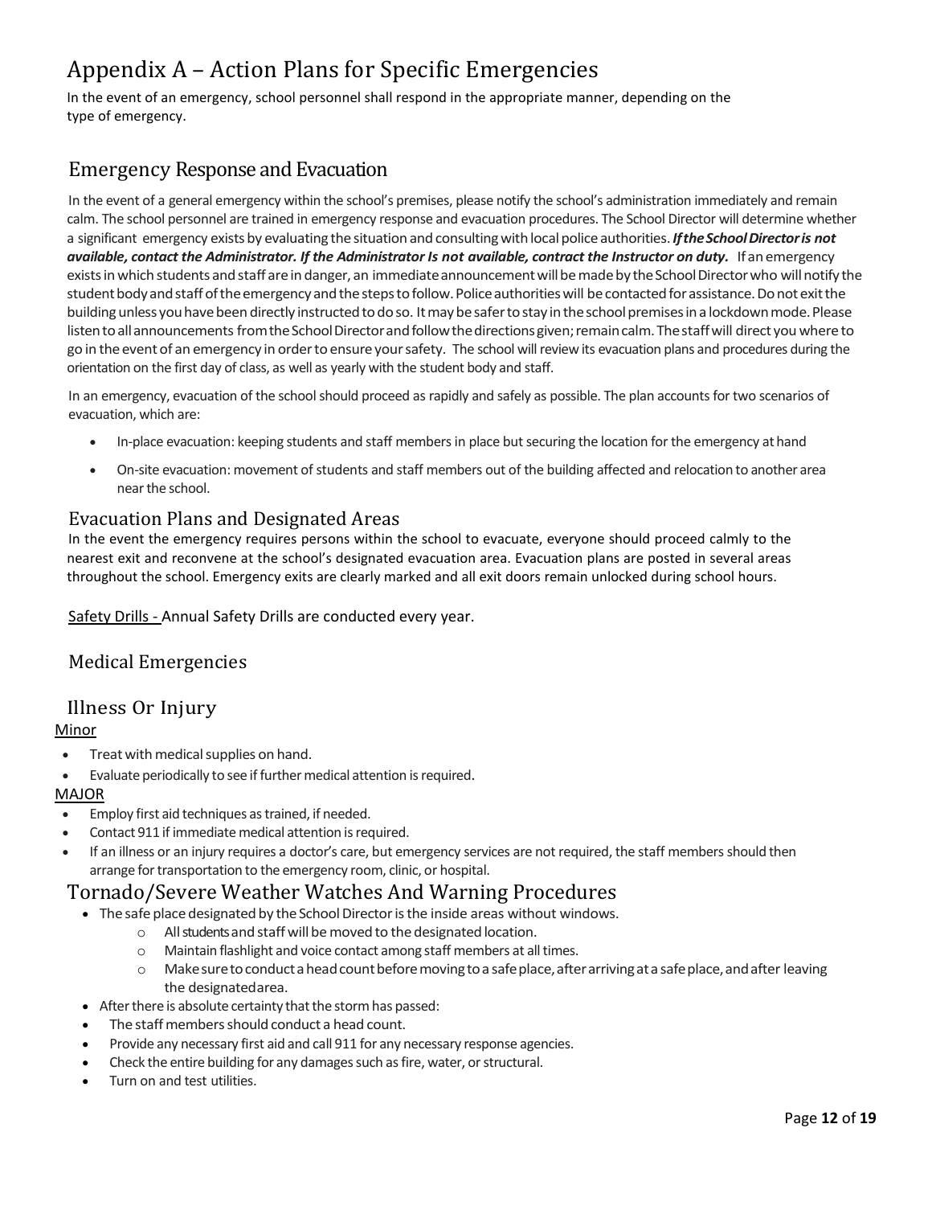# Appendix A – Action Plans for Specific Emergencies

In the event of an emergency, school personnel shall respond in the appropriate manner, depending on the type of emergency.

## Emergency Response and Evacuation

In the event of a general emergency within the school's premises, please notify the school's administration immediately and remain calm. The school personnel are trained in emergency response and evacuation procedures. The School Director will determine whether a significant emergency exists by evaluating the situation and consulting with local police authorities. ***If the School Director is not available, contact the Administrator. If the Administrator Is not available, contract the Instructor on duty.*** If an emergency exists in which students and staff are in danger, an immediate announcement will be made by the School Director who will notify the student body and staff of the emergency and the steps to follow. Police authorities will be contacted for assistance. Do not exit the building unless you have been directly instructed to do so. It may be safer to stay in the school premises in a lockdown mode. Please listen to all announcements from the School Director and follow the directions given; remain calm. The staff will direct you where to go in the event of an emergency in order to ensure your safety. The school will review its evacuation plans and procedures during the orientation on the first day of class, as well as yearly with the student body and staff.

In an emergency, evacuation of the school should proceed as rapidly and safely as possible. The plan accounts for two scenarios of evacuation, which are:

- In-place evacuation: keeping students and staff members in place but securing the location for the emergency at hand
- On-site evacuation: movement of students and staff members out of the building affected and relocation to another area near the school.

### Evacuation Plans and Designated Areas

In the event the emergency requires persons within the school to evacuate, everyone should proceed calmly to the nearest exit and reconvene at the school's designated evacuation area. Evacuation plans are posted in several areas throughout the school. Emergency exits are clearly marked and all exit doors remain unlocked during school hours.

<u>Safety Drills -</u> Annual Safety Drills are conducted every year.

## Medical Emergencies

## Illness Or Injury

<u>Minor</u>

- Treat with medical supplies on hand.
- Evaluate periodically to see if further medical attention is required.

<u>MAJOR</u>

- Employ first aid techniques as trained, if needed.
- Contact 911 if immediate medical attention is required.
- If an illness or an injury requires a doctor's care, but emergency services are not required, the staff members should then arrange for transportation to the emergency room, clinic, or hospital.

## Tornado/Severe Weather Watches And Warning Procedures

- The safe place designated by the School Director is the inside areas without windows.
  - All students and staff will be moved to the designated location.
  - Maintain flashlight and voice contact among staff members at all times.
  - Make sure to conduct a head count before moving to a safe place, after arriving at a safe place, and after leaving the designated area.
- After there is absolute certainty that the storm has passed:
- The staff members should conduct a head count.
- Provide any necessary first aid and call 911 for any necessary response agencies.
- Check the entire building for any damages such as fire, water, or structural.
- Turn on and test utilities.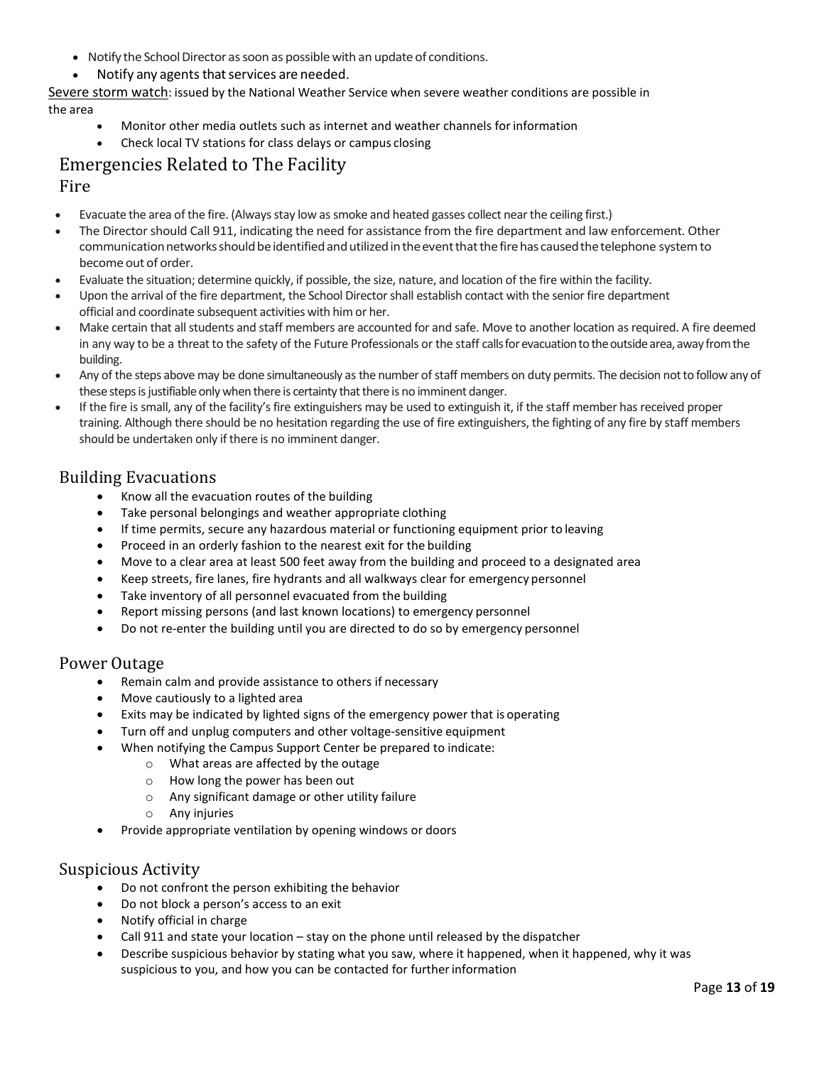- Notify the School Director as soon as possible with an update of conditions.
- Notify any agents that services are needed.

Severe storm watch: issued by the National Weather Service when severe weather conditions are possible in the area

- Monitor other media outlets such as internet and weather channels for information
- Check local TV stations for class delays or campus closing

# Emergencies Related to The Facility

## Fire

- Evacuate the area of the fire. (Always stay low as smoke and heated gasses collect near the ceiling first.)
- The Director should Call 911, indicating the need for assistance from the fire department and law enforcement. Other communication networks should be identified and utilized in the event that the fire has caused the telephone system to become out of order.
- Evaluate the situation; determine quickly, if possible, the size, nature, and location of the fire within the facility.
- Upon the arrival of the fire department, the School Director shall establish contact with the senior fire department official and coordinate subsequent activities with him or her.
- Make certain that all students and staff members are accounted for and safe. Move to another location as required. A fire deemed in any way to be a threat to the safety of the Future Professionals or the staff calls for evacuation to the outside area, away from the building.
- Any of the steps above may be done simultaneously as the number of staff members on duty permits. The decision not to follow any of these steps is justifiable only when there is certainty that there is no imminent danger.
- If the fire is small, any of the facility's fire extinguishers may be used to extinguish it, if the staff member has received proper training. Although there should be no hesitation regarding the use of fire extinguishers, the fighting of any fire by staff members should be undertaken only if there is no imminent danger.

## Building Evacuations

- Know all the evacuation routes of the building
- Take personal belongings and weather appropriate clothing
- If time permits, secure any hazardous material or functioning equipment prior to leaving
- Proceed in an orderly fashion to the nearest exit for the building
- Move to a clear area at least 500 feet away from the building and proceed to a designated area
- Keep streets, fire lanes, fire hydrants and all walkways clear for emergency personnel
- Take inventory of all personnel evacuated from the building
- Report missing persons (and last known locations) to emergency personnel
- Do not re-enter the building until you are directed to do so by emergency personnel

## Power Outage

- Remain calm and provide assistance to others if necessary
- Move cautiously to a lighted area
- Exits may be indicated by lighted signs of the emergency power that is operating
- Turn off and unplug computers and other voltage-sensitive equipment
- When notifying the Campus Support Center be prepared to indicate:
  - What areas are affected by the outage
  - How long the power has been out
  - Any significant damage or other utility failure
  - Any injuries
- Provide appropriate ventilation by opening windows or doors

## Suspicious Activity

- Do not confront the person exhibiting the behavior
- Do not block a person's access to an exit
- Notify official in charge
- Call 911 and state your location – stay on the phone until released by the dispatcher
- Describe suspicious behavior by stating what you saw, where it happened, when it happened, why it was suspicious to you, and how you can be contacted for further information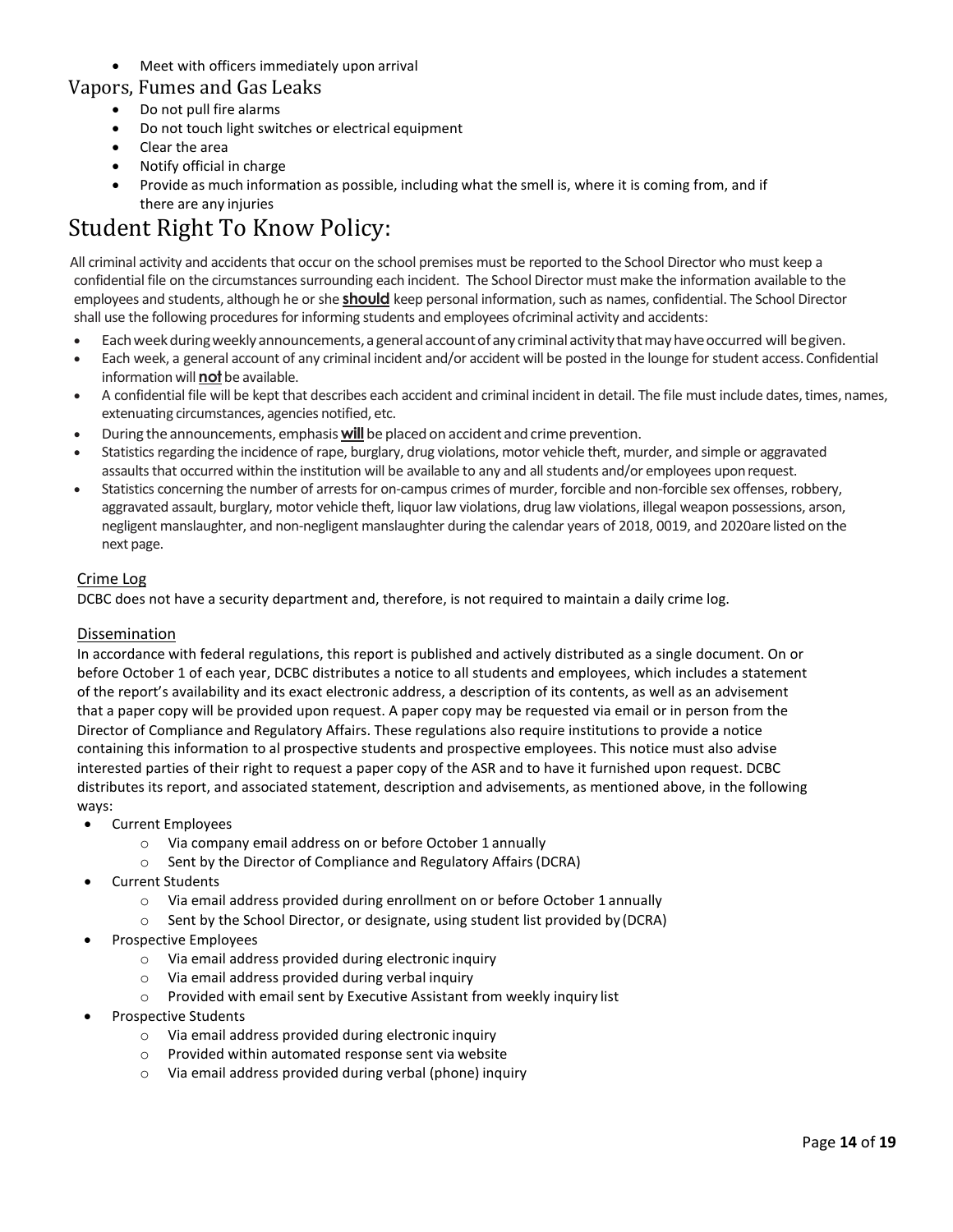- Meet with officers immediately upon arrival

## Vapors, Fumes and Gas Leaks

- Do not pull fire alarms
- Do not touch light switches or electrical equipment
- Clear the area
- Notify official in charge
- Provide as much information as possible, including what the smell is, where it is coming from, and if there are any injuries

# Student Right To Know Policy:

All criminal activity and accidents that occur on the school premises must be reported to the School Director who must keep a confidential file on the circumstances surrounding each incident. The School Director must make the information available to the employees and students, although he or she **should** keep personal information, such as names, confidential. The School Director shall use the following procedures for informing students and employees ofcriminal activity and accidents:

- Each week during weekly announcements, a general account of any criminal activity that may have occurred will be given.
- Each week, a general account of any criminal incident and/or accident will be posted in the lounge for student access. Confidential information will **not** be available.
- A confidential file will be kept that describes each accident and criminal incident in detail. The file must include dates, times, names, extenuating circumstances, agencies notified, etc.
- During the announcements, emphasis **will** be placed on accident and crime prevention.
- Statistics regarding the incidence of rape, burglary, drug violations, motor vehicle theft, murder, and simple or aggravated assaults that occurred within the institution will be available to any and all students and/or employees upon request.
- Statistics concerning the number of arrests for on-campus crimes of murder, forcible and non-forcible sex offenses, robbery, aggravated assault, burglary, motor vehicle theft, liquor law violations, drug law violations, illegal weapon possessions, arson, negligent manslaughter, and non-negligent manslaughter during the calendar years of 2018, 0019, and 2020are listed on the next page.

### Crime Log

DCBC does not have a security department and, therefore, is not required to maintain a daily crime log.

### Dissemination

In accordance with federal regulations, this report is published and actively distributed as a single document. On or before October 1 of each year, DCBC distributes a notice to all students and employees, which includes a statement of the report's availability and its exact electronic address, a description of its contents, as well as an advisement that a paper copy will be provided upon request. A paper copy may be requested via email or in person from the Director of Compliance and Regulatory Affairs. These regulations also require institutions to provide a notice containing this information to al prospective students and prospective employees. This notice must also advise interested parties of their right to request a paper copy of the ASR and to have it furnished upon request. DCBC distributes its report, and associated statement, description and advisements, as mentioned above, in the following ways:

- Current Employees
  - Via company email address on or before October 1 annually
  - Sent by the Director of Compliance and Regulatory Affairs (DCRA)
- Current Students
  - Via email address provided during enrollment on or before October 1 annually
  - Sent by the School Director, or designate, using student list provided by (DCRA)
- Prospective Employees
  - Via email address provided during electronic inquiry
  - Via email address provided during verbal inquiry
  - Provided with email sent by Executive Assistant from weekly inquiry list
- Prospective Students
  - Via email address provided during electronic inquiry
  - Provided within automated response sent via website
  - Via email address provided during verbal (phone) inquiry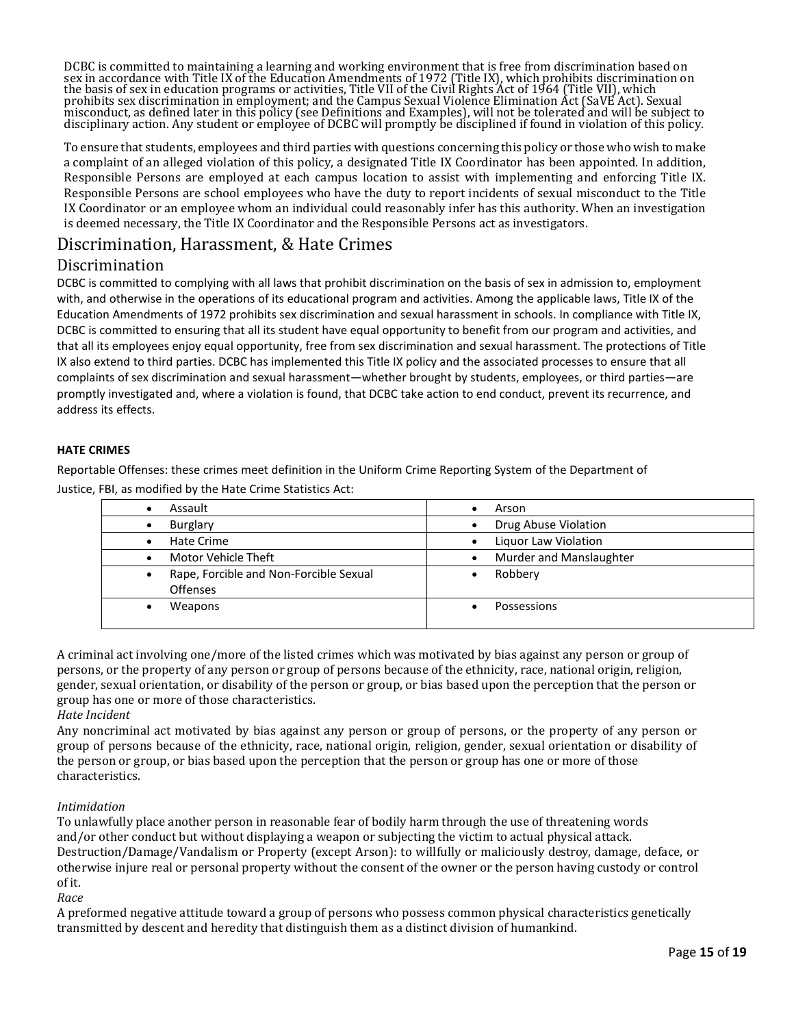DCBC is committed to maintaining a learning and working environment that is free from discrimination based on sex in accordance with Title IX of the Education Amendments of 1972 (Title IX), which prohibits discrimination on the basis of sex in education programs or activities, Title VII of the Civil Rights Act of 1964 (Title VII), which prohibits sex discrimination in employment; and the Campus Sexual Violence Elimination Act (SaVE Act). Sexual misconduct, as defined later in this policy (see Definitions and Examples), will not be tolerated and will be subject to disciplinary action. Any student or employee of DCBC will promptly be disciplined if found in violation of this policy.

To ensure that students, employees and third parties with questions concerning this policy or those who wish to make a complaint of an alleged violation of this policy, a designated Title IX Coordinator has been appointed. In addition, Responsible Persons are employed at each campus location to assist with implementing and enforcing Title IX. Responsible Persons are school employees who have the duty to report incidents of sexual misconduct to the Title IX Coordinator or an employee whom an individual could reasonably infer has this authority. When an investigation is deemed necessary, the Title IX Coordinator and the Responsible Persons act as investigators.

# Discrimination, Harassment, & Hate Crimes

## Discrimination

DCBC is committed to complying with all laws that prohibit discrimination on the basis of sex in admission to, employment with, and otherwise in the operations of its educational program and activities. Among the applicable laws, Title IX of the Education Amendments of 1972 prohibits sex discrimination and sexual harassment in schools. In compliance with Title IX, DCBC is committed to ensuring that all its student have equal opportunity to benefit from our program and activities, and that all its employees enjoy equal opportunity, free from sex discrimination and sexual harassment. The protections of Title IX also extend to third parties. DCBC has implemented this Title IX policy and the associated processes to ensure that all complaints of sex discrimination and sexual harassment—whether brought by students, employees, or third parties—are promptly investigated and, where a violation is found, that DCBC take action to end conduct, prevent its recurrence, and address its effects.

**HATE CRIMES**

Reportable Offenses: these crimes meet definition in the Uniform Crime Reporting System of the Department of Justice, FBI, as modified by the Hate Crime Statistics Act:

| | |
|---|---|
| • Assault | • Arson |
| • Burglary | • Drug Abuse Violation |
| • Hate Crime | • Liquor Law Violation |
| • Motor Vehicle Theft | • Murder and Manslaughter |
| • Rape, Forcible and Non-Forcible Sexual Offenses | • Robbery |
| • Weapons | • Possessions |

A criminal act involving one/more of the listed crimes which was motivated by bias against any person or group of persons, or the property of any person or group of persons because of the ethnicity, race, national origin, religion, gender, sexual orientation, or disability of the person or group, or bias based upon the perception that the person or group has one or more of those characteristics.

*Hate Incident*

Any noncriminal act motivated by bias against any person or group of persons, or the property of any person or group of persons because of the ethnicity, race, national origin, religion, gender, sexual orientation or disability of the person or group, or bias based upon the perception that the person or group has one or more of those characteristics.

*Intimidation*

To unlawfully place another person in reasonable fear of bodily harm through the use of threatening words and/or other conduct but without displaying a weapon or subjecting the victim to actual physical attack. Destruction/Damage/Vandalism or Property (except Arson): to willfully or maliciously destroy, damage, deface, or otherwise injure real or personal property without the consent of the owner or the person having custody or control of it.

*Race*

A preformed negative attitude toward a group of persons who possess common physical characteristics genetically transmitted by descent and heredity that distinguish them as a distinct division of humankind.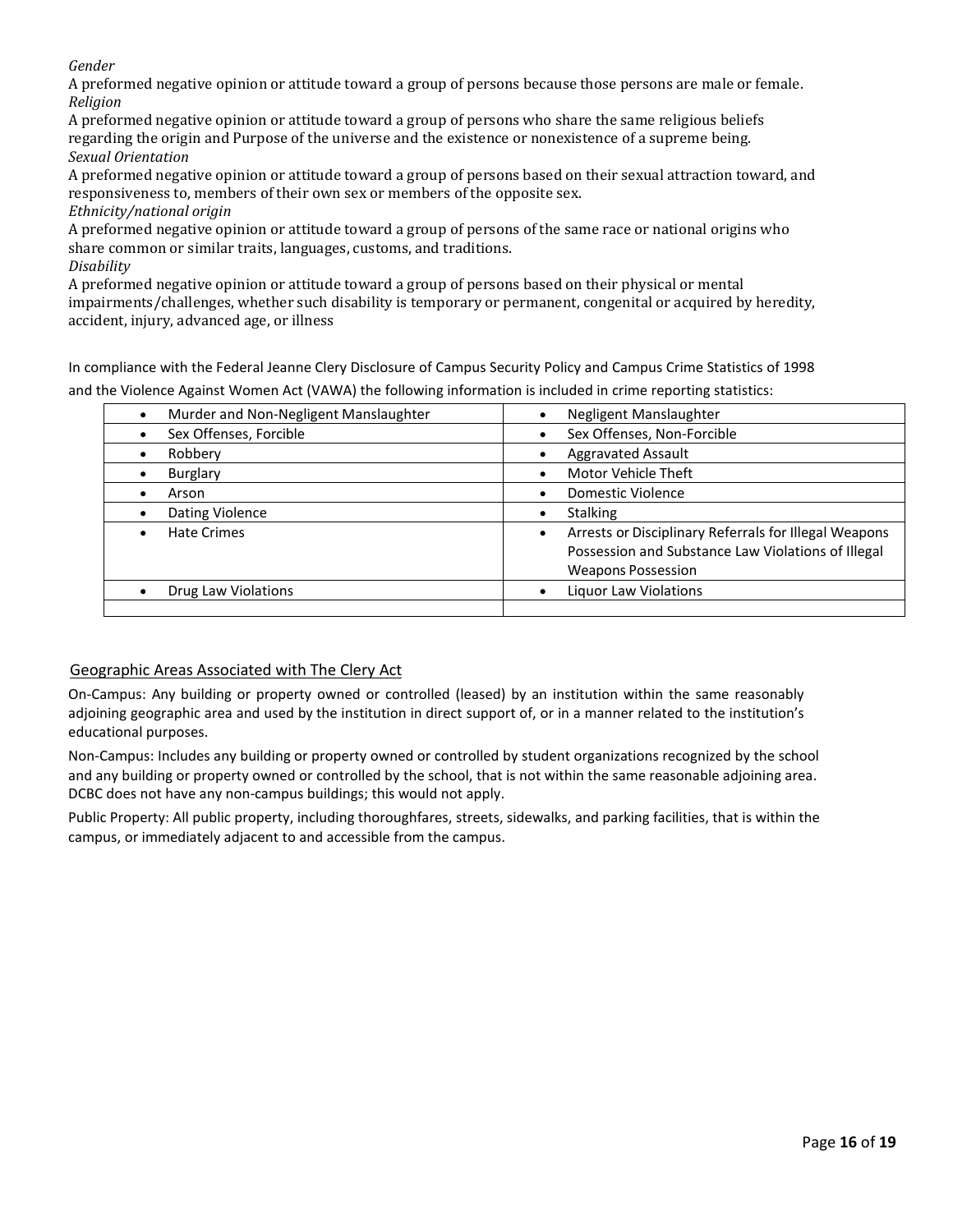*Gender*
A preformed negative opinion or attitude toward a group of persons because those persons are male or female.
*Religion*
A preformed negative opinion or attitude toward a group of persons who share the same religious beliefs regarding the origin and Purpose of the universe and the existence or nonexistence of a supreme being.
*Sexual Orientation*
A preformed negative opinion or attitude toward a group of persons based on their sexual attraction toward, and responsiveness to, members of their own sex or members of the opposite sex.
*Ethnicity/national origin*
A preformed negative opinion or attitude toward a group of persons of the same race or national origins who share common or similar traits, languages, customs, and traditions.
*Disability*
A preformed negative opinion or attitude toward a group of persons based on their physical or mental impairments/challenges, whether such disability is temporary or permanent, congenital or acquired by heredity, accident, injury, advanced age, or illness

In compliance with the Federal Jeanne Clery Disclosure of Campus Security Policy and Campus Crime Statistics of 1998 and the Violence Against Women Act (VAWA) the following information is included in crime reporting statistics:

| | |
|---|---|
| • Murder and Non-Negligent Manslaughter | • Negligent Manslaughter |
| • Sex Offenses, Forcible | • Sex Offenses, Non-Forcible |
| • Robbery | • Aggravated Assault |
| • Burglary | • Motor Vehicle Theft |
| • Arson | • Domestic Violence |
| • Dating Violence | • Stalking |
| • Hate Crimes | • Arrests or Disciplinary Referrals for Illegal Weapons Possession and Substance Law Violations of Illegal Weapons Possession |
| • Drug Law Violations | • Liquor Law Violations |
| | |

## Geographic Areas Associated with The Clery Act

On-Campus: Any building or property owned or controlled (leased) by an institution within the same reasonably adjoining geographic area and used by the institution in direct support of, or in a manner related to the institution's educational purposes.

Non-Campus: Includes any building or property owned or controlled by student organizations recognized by the school and any building or property owned or controlled by the school, that is not within the same reasonable adjoining area. DCBC does not have any non-campus buildings; this would not apply.

Public Property: All public property, including thoroughfares, streets, sidewalks, and parking facilities, that is within the campus, or immediately adjacent to and accessible from the campus.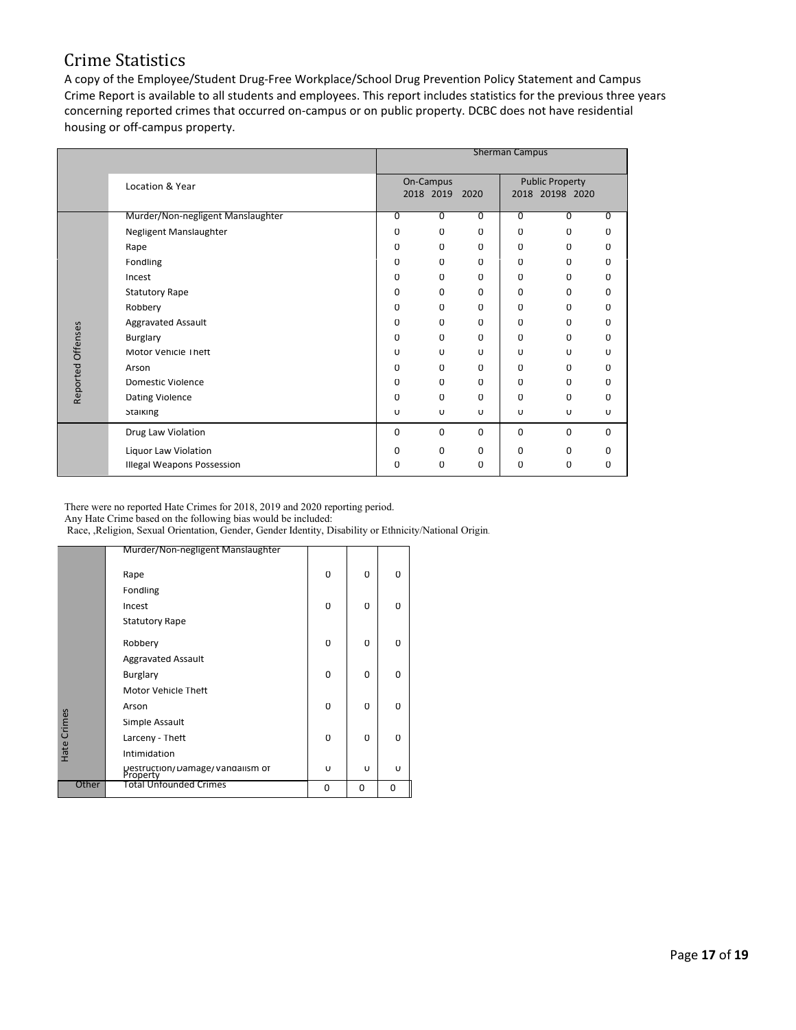## Crime Statistics

A copy of the Employee/Student Drug-Free Workplace/School Drug Prevention Policy Statement and Campus Crime Report is available to all students and employees. This report includes statistics for the previous three years concerning reported crimes that occurred on-campus or on public property. DCBC does not have residential housing or off-campus property.

| | | Sherman Campus | | | | | |
|---|---|---|---|---|---|---|---|
| | Location & Year | On-Campus | | | Public Property | | |
| | | 2018 | 2019 | 2020 | 2018 | 20198 | 2020 |
| Reported Offenses | Murder/Non-negligent Manslaughter | 0 | 0 | 0 | 0 | 0 | 0 |
| | Negligent Manslaughter | 0 | 0 | 0 | 0 | 0 | 0 |
| | Rape | 0 | 0 | 0 | 0 | 0 | 0 |
| | Fondling | 0 | 0 | 0 | 0 | 0 | 0 |
| | Incest | 0 | 0 | 0 | 0 | 0 | 0 |
| | Statutory Rape | 0 | 0 | 0 | 0 | 0 | 0 |
| | Robbery | 0 | 0 | 0 | 0 | 0 | 0 |
| | Aggravated Assault | 0 | 0 | 0 | 0 | 0 | 0 |
| | Burglary | 0 | 0 | 0 | 0 | 0 | 0 |
| | Motor Vehicle Theft | 0 | 0 | 0 | 0 | 0 | 0 |
| | Arson | 0 | 0 | 0 | 0 | 0 | 0 |
| | Domestic Violence | 0 | 0 | 0 | 0 | 0 | 0 |
| | Dating Violence | 0 | 0 | 0 | 0 | 0 | 0 |
| | Stalking | 0 | 0 | 0 | 0 | 0 | 0 |
| | Drug Law Violation | 0 | 0 | 0 | 0 | 0 | 0 |
| | Liquor Law Violation | 0 | 0 | 0 | 0 | 0 | 0 |
| | Illegal Weapons Possession | 0 | 0 | 0 | 0 | 0 | 0 |

There were no reported Hate Crimes for 2018, 2019 and 2020 reporting period.
Any Hate Crime based on the following bias would be included:
Race, ,Religion, Sexual Orientation, Gender, Gender Identity, Disability or Ethnicity/National Origin.

| | | | | |
|---|---|---|---|---|
| Hate Crimes | Murder/Non-negligent Manslaughter | | | |
| | Rape | 0 | 0 | 0 |
| | Fondling | | | |
| | Incest | 0 | 0 | 0 |
| | Statutory Rape | | | |
| | Robbery | 0 | 0 | 0 |
| | Aggravated Assault | | | |
| | Burglary | 0 | 0 | 0 |
| | Motor Vehicle Theft | | | |
| | Arson | 0 | 0 | 0 |
| | Simple Assault | | | |
| | Larceny - Theft | 0 | 0 | 0 |
| | Intimidation | | | |
| | Destruction/Damage/Vandalism of Property | 0 | 0 | 0 |
| Other | Total Unfounded Crimes | 0 | 0 | 0 |